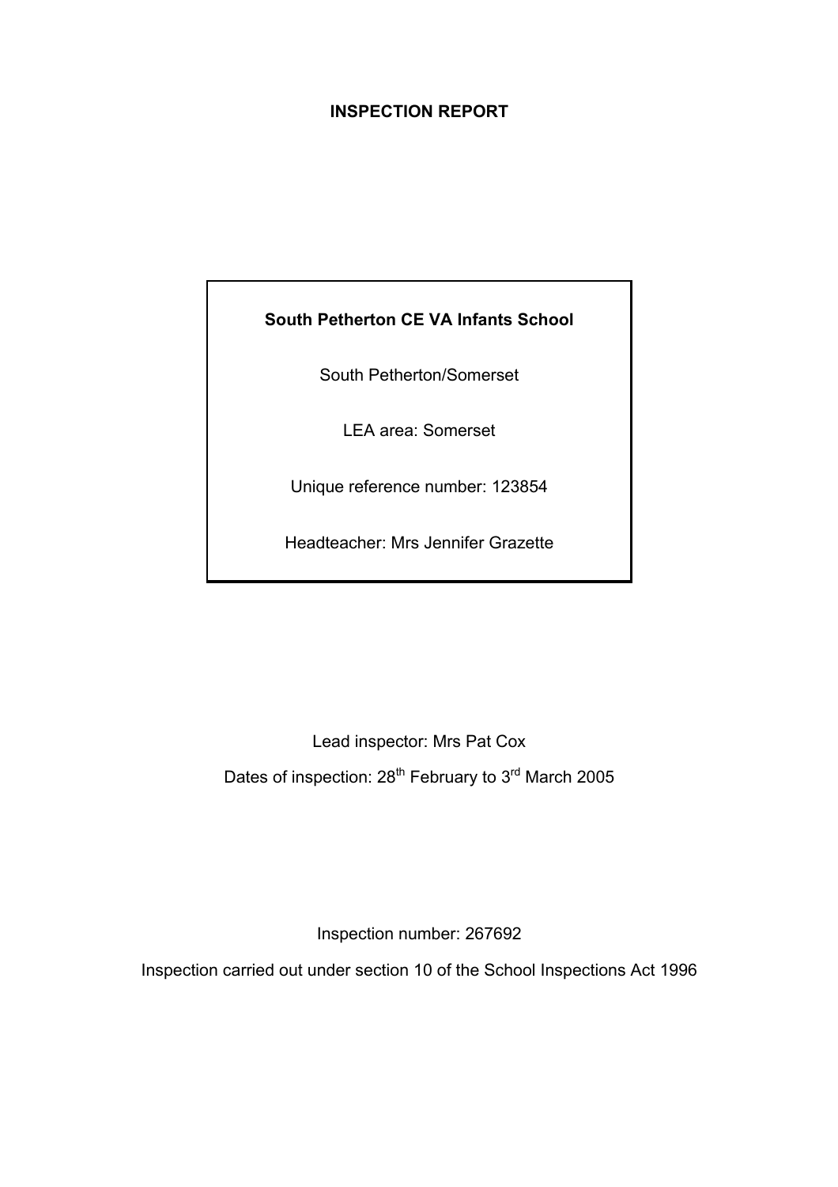# INSPECTION REPORT

**South Petherton CE VA Infants School**

South Petherton/Somerset

LEA area: Somerset

Unique reference number: 123854

Headteacher: Mrs Jennifer Grazette

Lead inspector: Mrs Pat Cox

Dates of inspection: 28th February to 3rd March 2005

Inspection number: 267692

Inspection carried out under section 10 of the School Inspections Act 1996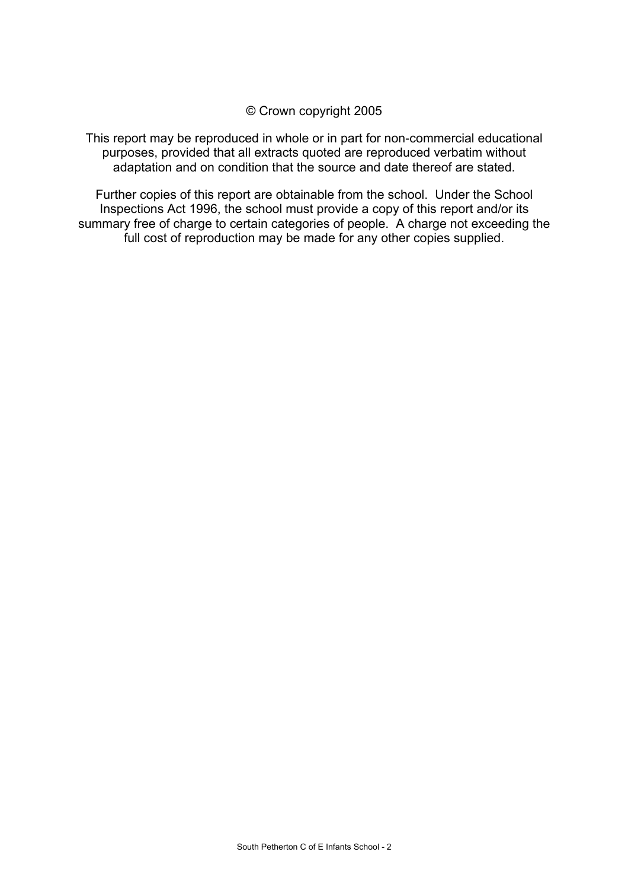© Crown copyright 2005

This report may be reproduced in whole or in part for non-commercial educational purposes, provided that all extracts quoted are reproduced verbatim without adaptation and on condition that the source and date thereof are stated.

Further copies of this report are obtainable from the school. Under the School Inspections Act 1996, the school must provide a copy of this report and/or its summary free of charge to certain categories of people. A charge not exceeding the full cost of reproduction may be made for any other copies supplied.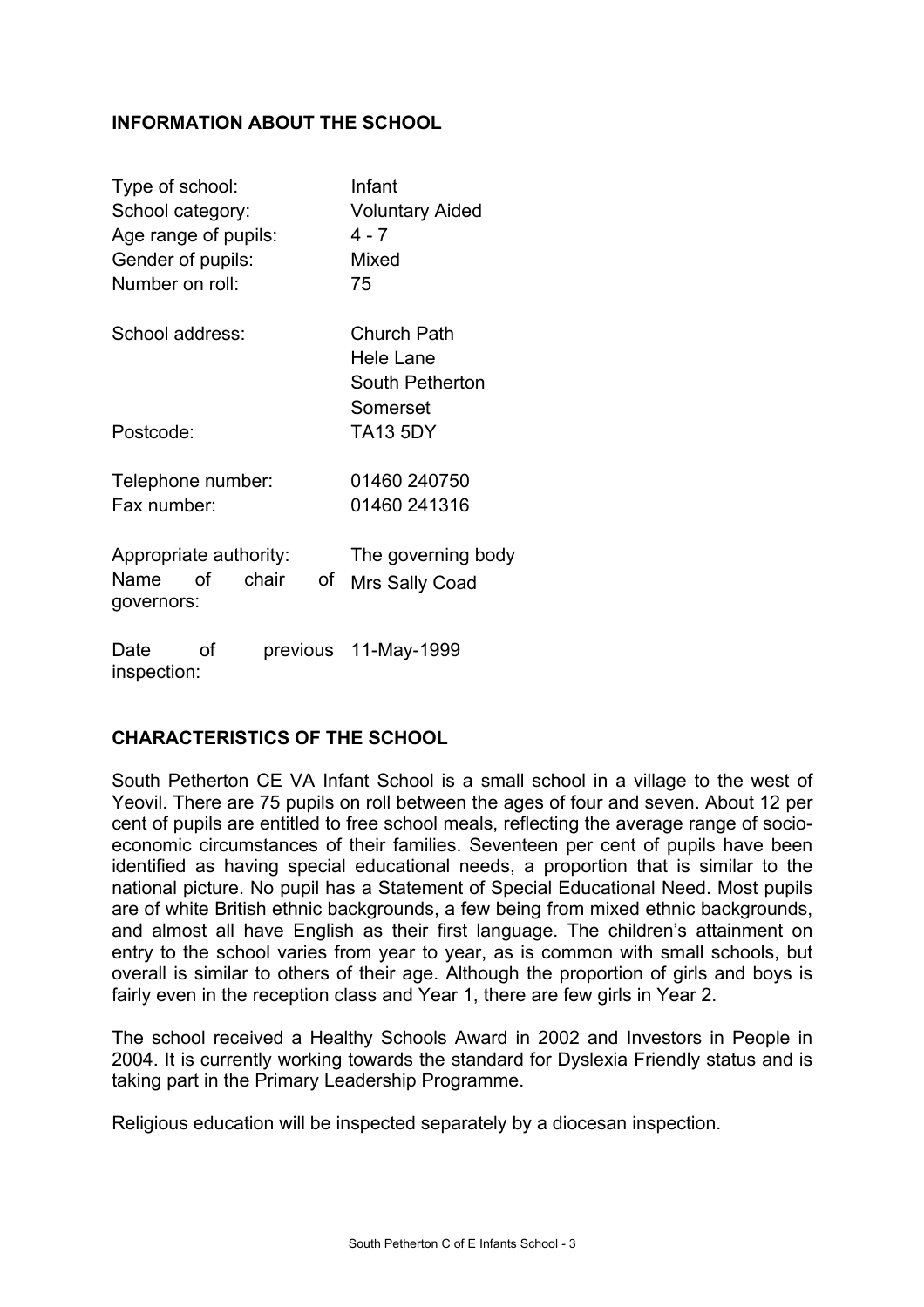## INFORMATION ABOUT THE SCHOOL

| | |
|---|---|
| Type of school: | Infant |
| School category: | Voluntary Aided |
| Age range of pupils: | 4 - 7 |
| Gender of pupils: | Mixed |
| Number on roll: | 75 |
| School address: | Church Path<br>Hele Lane<br>South Petherton<br>Somerset |
| Postcode: | TA13 5DY |
| Telephone number: | 01460 240750 |
| Fax number: | 01460 241316 |
| Appropriate authority: | The governing body |
| Name of chair of governors: | Mrs Sally Coad |
| Date of previous inspection: | 11-May-1999 |

## CHARACTERISTICS OF THE SCHOOL

South Petherton CE VA Infant School is a small school in a village to the west of Yeovil. There are 75 pupils on roll between the ages of four and seven. About 12 per cent of pupils are entitled to free school meals, reflecting the average range of socio-economic circumstances of their families. Seventeen per cent of pupils have been identified as having special educational needs, a proportion that is similar to the national picture. No pupil has a Statement of Special Educational Need. Most pupils are of white British ethnic backgrounds, a few being from mixed ethnic backgrounds, and almost all have English as their first language. The children's attainment on entry to the school varies from year to year, as is common with small schools, but overall is similar to others of their age. Although the proportion of girls and boys is fairly even in the reception class and Year 1, there are few girls in Year 2.

The school received a Healthy Schools Award in 2002 and Investors in People in 2004. It is currently working towards the standard for Dyslexia Friendly status and is taking part in the Primary Leadership Programme.

Religious education will be inspected separately by a diocesan inspection.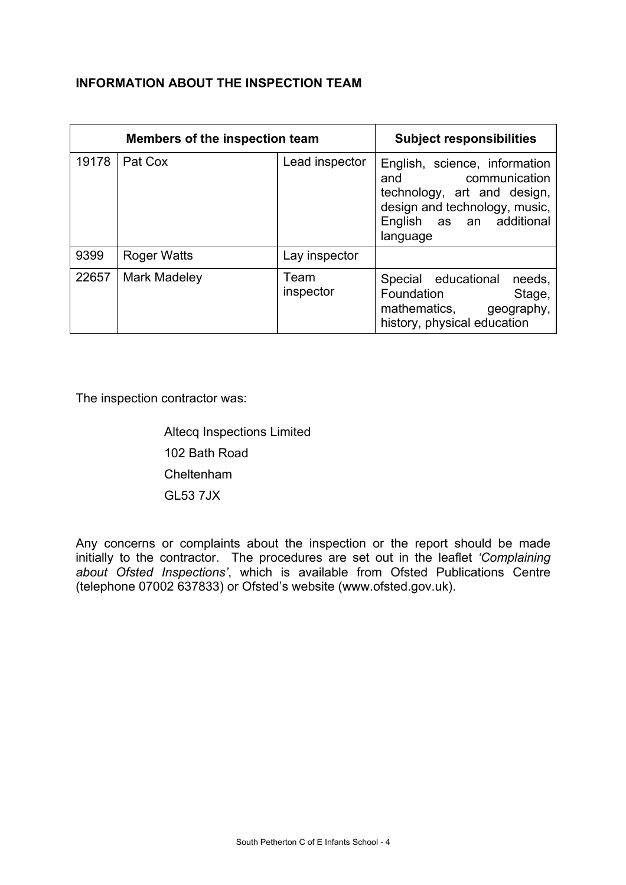**INFORMATION ABOUT THE INSPECTION TEAM**

| Members of the inspection team | | | Subject responsibilities |
|---|---|---|---|
| 19178 | Pat Cox | Lead inspector | English, science, information and communication technology, art and design, design and technology, music, English as an additional language |
| 9399 | Roger Watts | Lay inspector | |
| 22657 | Mark Madeley | Team inspector | Special educational needs, Foundation Stage, mathematics, geography, history, physical education |

The inspection contractor was:

Altecq Inspections Limited
102 Bath Road
Cheltenham
GL53 7JX

Any concerns or complaints about the inspection or the report should be made initially to the contractor. The procedures are set out in the leaflet *'Complaining about Ofsted Inspections'*, which is available from Ofsted Publications Centre (telephone 07002 637833) or Ofsted's website (www.ofsted.gov.uk).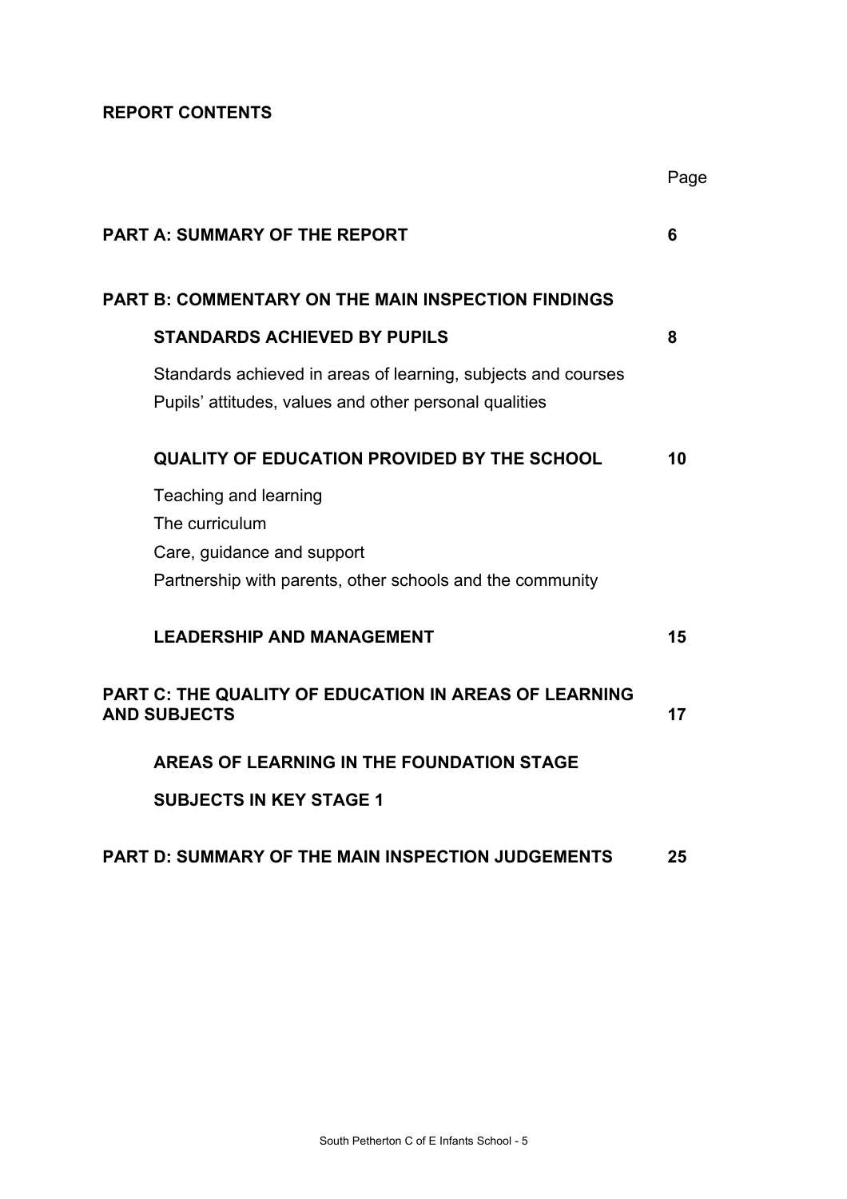## REPORT CONTENTS

| | Page |
|---|---|
| **PART A: SUMMARY OF THE REPORT** | **6** |
| **PART B: COMMENTARY ON THE MAIN INSPECTION FINDINGS** | |
| **STANDARDS ACHIEVED BY PUPILS** | **8** |
| Standards achieved in areas of learning, subjects and courses<br>Pupils' attitudes, values and other personal qualities | |
| **QUALITY OF EDUCATION PROVIDED BY THE SCHOOL** | **10** |
| Teaching and learning<br>The curriculum<br>Care, guidance and support<br>Partnership with parents, other schools and the community | |
| **LEADERSHIP AND MANAGEMENT** | **15** |
| **PART C: THE QUALITY OF EDUCATION IN AREAS OF LEARNING AND SUBJECTS** | **17** |
| **AREAS OF LEARNING IN THE FOUNDATION STAGE** | |
| **SUBJECTS IN KEY STAGE 1** | |
| **PART D: SUMMARY OF THE MAIN INSPECTION JUDGEMENTS** | **25** |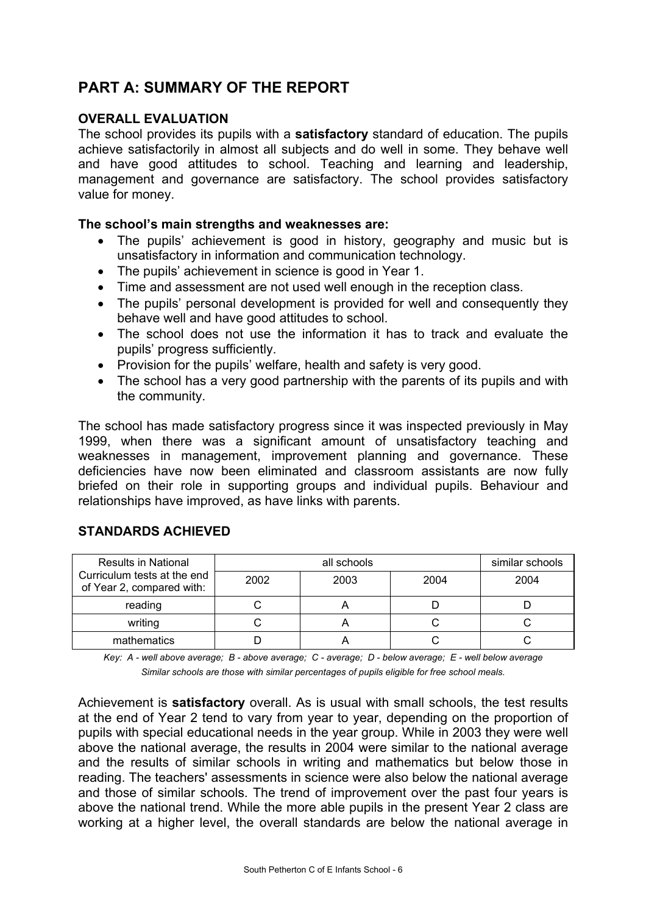# PART A: SUMMARY OF THE REPORT

## OVERALL EVALUATION

The school provides its pupils with a **satisfactory** standard of education. The pupils achieve satisfactorily in almost all subjects and do well in some. They behave well and have good attitudes to school. Teaching and learning and leadership, management and governance are satisfactory. The school provides satisfactory value for money.

**The school's main strengths and weaknesses are:**

- The pupils' achievement is good in history, geography and music but is unsatisfactory in information and communication technology.
- The pupils' achievement in science is good in Year 1.
- Time and assessment are not used well enough in the reception class.
- The pupils' personal development is provided for well and consequently they behave well and have good attitudes to school.
- The school does not use the information it has to track and evaluate the pupils' progress sufficiently.
- Provision for the pupils' welfare, health and safety is very good.
- The school has a very good partnership with the parents of its pupils and with the community.

The school has made satisfactory progress since it was inspected previously in May 1999, when there was a significant amount of unsatisfactory teaching and weaknesses in management, improvement planning and governance. These deficiencies have now been eliminated and classroom assistants are now fully briefed on their role in supporting groups and individual pupils. Behaviour and relationships have improved, as have links with parents.

## STANDARDS ACHIEVED

| Results in National Curriculum tests at the end of Year 2, compared with: | all schools | | | similar schools |
|---|---|---|---|---|
| | 2002 | 2003 | 2004 | 2004 |
| reading | C | A | D | D |
| writing | C | A | C | C |
| mathematics | D | A | C | C |

*Key: A - well above average; B - above average; C - average; D - below average; E - well below average*
*Similar schools are those with similar percentages of pupils eligible for free school meals.*

Achievement is **satisfactory** overall. As is usual with small schools, the test results at the end of Year 2 tend to vary from year to year, depending on the proportion of pupils with special educational needs in the year group. While in 2003 they were well above the national average, the results in 2004 were similar to the national average and the results of similar schools in writing and mathematics but below those in reading. The teachers' assessments in science were also below the national average and those of similar schools. The trend of improvement over the past four years is above the national trend. While the more able pupils in the present Year 2 class are working at a higher level, the overall standards are below the national average in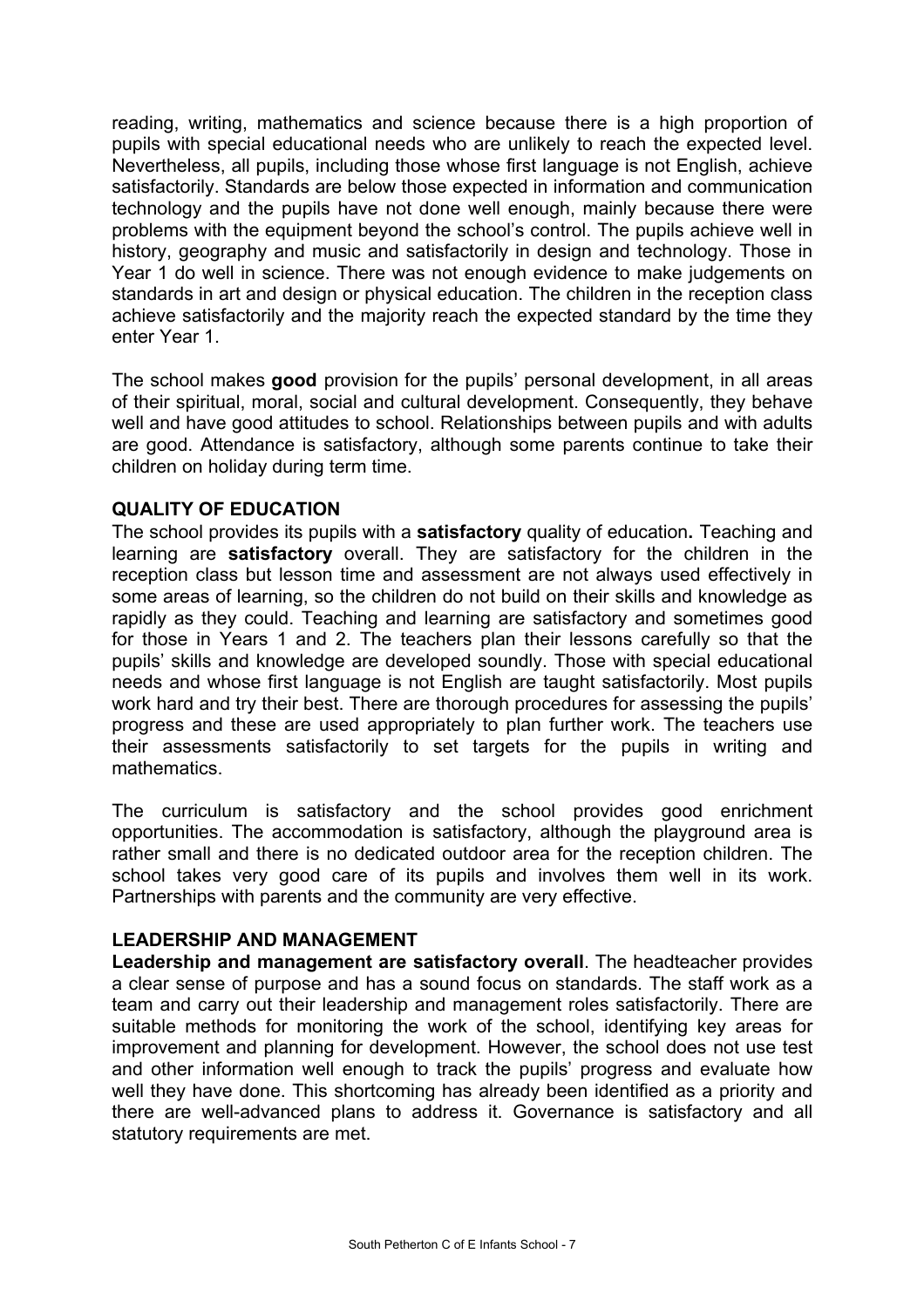reading, writing, mathematics and science because there is a high proportion of pupils with special educational needs who are unlikely to reach the expected level. Nevertheless, all pupils, including those whose first language is not English, achieve satisfactorily. Standards are below those expected in information and communication technology and the pupils have not done well enough, mainly because there were problems with the equipment beyond the school's control. The pupils achieve well in history, geography and music and satisfactorily in design and technology. Those in Year 1 do well in science. There was not enough evidence to make judgements on standards in art and design or physical education. The children in the reception class achieve satisfactorily and the majority reach the expected standard by the time they enter Year 1.

The school makes **good** provision for the pupils' personal development, in all areas of their spiritual, moral, social and cultural development. Consequently, they behave well and have good attitudes to school. Relationships between pupils and with adults are good. Attendance is satisfactory, although some parents continue to take their children on holiday during term time.

**QUALITY OF EDUCATION**

The school provides its pupils with a **satisfactory** quality of education**.** Teaching and learning are **satisfactory** overall. They are satisfactory for the children in the reception class but lesson time and assessment are not always used effectively in some areas of learning, so the children do not build on their skills and knowledge as rapidly as they could. Teaching and learning are satisfactory and sometimes good for those in Years 1 and 2. The teachers plan their lessons carefully so that the pupils' skills and knowledge are developed soundly. Those with special educational needs and whose first language is not English are taught satisfactorily. Most pupils work hard and try their best. There are thorough procedures for assessing the pupils' progress and these are used appropriately to plan further work. The teachers use their assessments satisfactorily to set targets for the pupils in writing and mathematics.

The curriculum is satisfactory and the school provides good enrichment opportunities. The accommodation is satisfactory, although the playground area is rather small and there is no dedicated outdoor area for the reception children. The school takes very good care of its pupils and involves them well in its work. Partnerships with parents and the community are very effective.

**LEADERSHIP AND MANAGEMENT**

**Leadership and management are satisfactory overall**. The headteacher provides a clear sense of purpose and has a sound focus on standards. The staff work as a team and carry out their leadership and management roles satisfactorily. There are suitable methods for monitoring the work of the school, identifying key areas for improvement and planning for development. However, the school does not use test and other information well enough to track the pupils' progress and evaluate how well they have done. This shortcoming has already been identified as a priority and there are well-advanced plans to address it. Governance is satisfactory and all statutory requirements are met.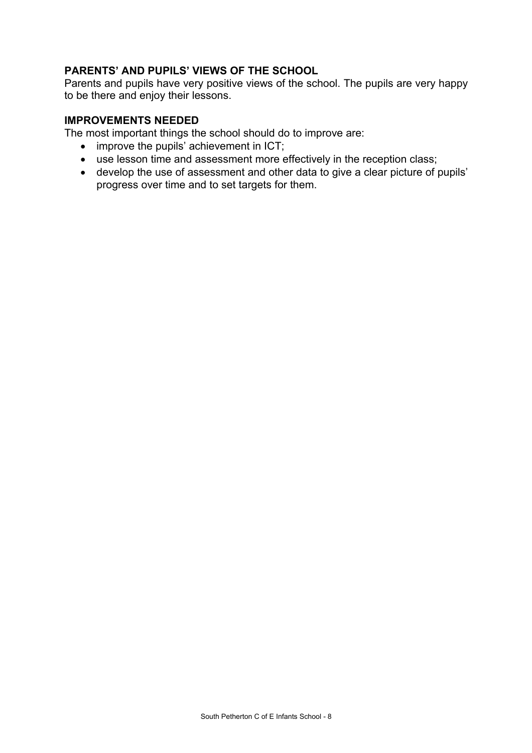### PARENTS' AND PUPILS' VIEWS OF THE SCHOOL

Parents and pupils have very positive views of the school. The pupils are very happy to be there and enjoy their lessons.

### IMPROVEMENTS NEEDED

The most important things the school should do to improve are:

- improve the pupils' achievement in ICT;
- use lesson time and assessment more effectively in the reception class;
- develop the use of assessment and other data to give a clear picture of pupils' progress over time and to set targets for them.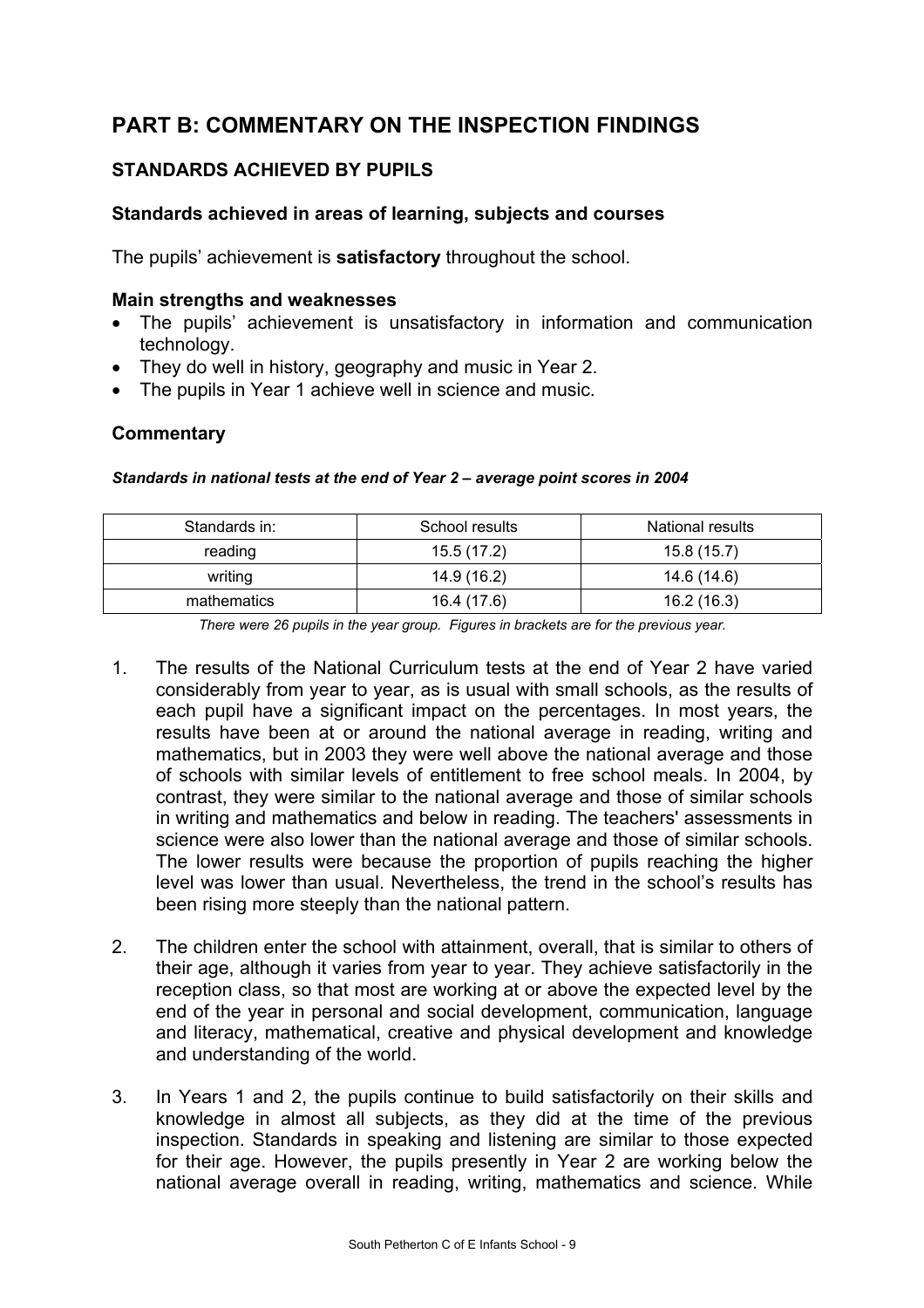# PART B: COMMENTARY ON THE INSPECTION FINDINGS

## STANDARDS ACHIEVED BY PUPILS

### Standards achieved in areas of learning, subjects and courses

The pupils' achievement is **satisfactory** throughout the school.

#### Main strengths and weaknesses

- The pupils' achievement is unsatisfactory in information and communication technology.
- They do well in history, geography and music in Year 2.
- The pupils in Year 1 achieve well in science and music.

### Commentary

***Standards in national tests at the end of Year 2 – average point scores in 2004***

| Standards in: | School results | National results |
|---|---|---|
| reading | 15.5 (17.2) | 15.8 (15.7) |
| writing | 14.9 (16.2) | 14.6 (14.6) |
| mathematics | 16.4 (17.6) | 16.2 (16.3) |

*There were 26 pupils in the year group. Figures in brackets are for the previous year.*

1. The results of the National Curriculum tests at the end of Year 2 have varied considerably from year to year, as is usual with small schools, as the results of each pupil have a significant impact on the percentages. In most years, the results have been at or around the national average in reading, writing and mathematics, but in 2003 they were well above the national average and those of schools with similar levels of entitlement to free school meals. In 2004, by contrast, they were similar to the national average and those of similar schools in writing and mathematics and below in reading. The teachers' assessments in science were also lower than the national average and those of similar schools. The lower results were because the proportion of pupils reaching the higher level was lower than usual. Nevertheless, the trend in the school's results has been rising more steeply than the national pattern.

2. The children enter the school with attainment, overall, that is similar to others of their age, although it varies from year to year. They achieve satisfactorily in the reception class, so that most are working at or above the expected level by the end of the year in personal and social development, communication, language and literacy, mathematical, creative and physical development and knowledge and understanding of the world.

3. In Years 1 and 2, the pupils continue to build satisfactorily on their skills and knowledge in almost all subjects, as they did at the time of the previous inspection. Standards in speaking and listening are similar to those expected for their age. However, the pupils presently in Year 2 are working below the national average overall in reading, writing, mathematics and science. While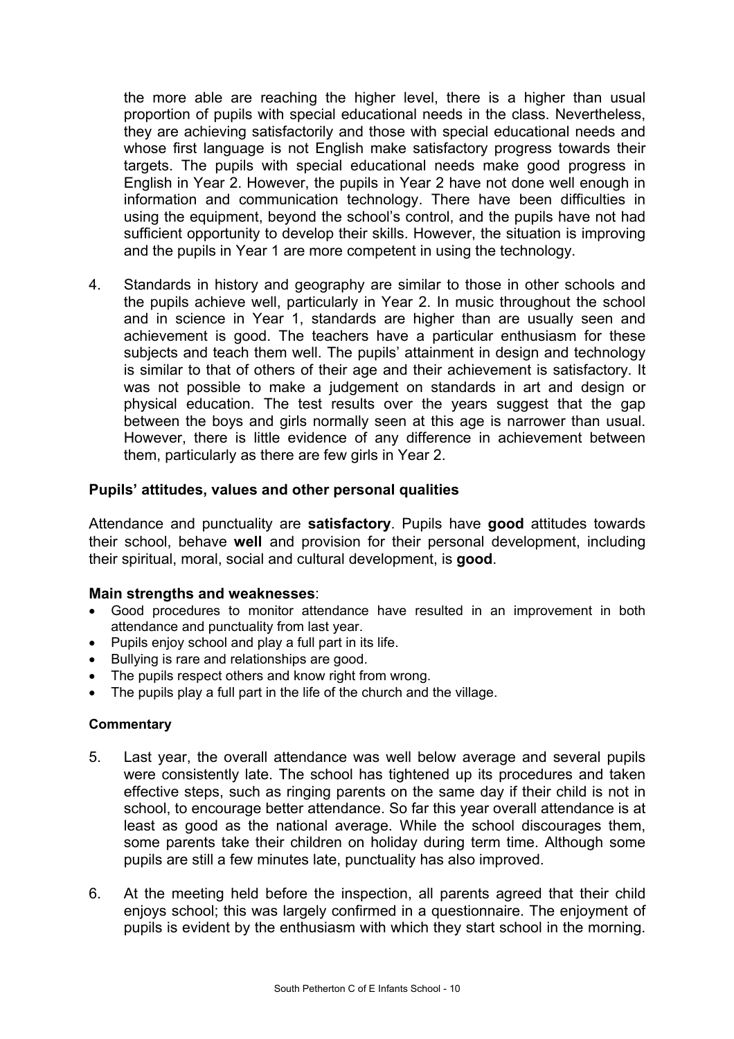the more able are reaching the higher level, there is a higher than usual proportion of pupils with special educational needs in the class. Nevertheless, they are achieving satisfactorily and those with special educational needs and whose first language is not English make satisfactory progress towards their targets. The pupils with special educational needs make good progress in English in Year 2. However, the pupils in Year 2 have not done well enough in information and communication technology. There have been difficulties in using the equipment, beyond the school's control, and the pupils have not had sufficient opportunity to develop their skills. However, the situation is improving and the pupils in Year 1 are more competent in using the technology.

4. Standards in history and geography are similar to those in other schools and the pupils achieve well, particularly in Year 2. In music throughout the school and in science in Year 1, standards are higher than are usually seen and achievement is good. The teachers have a particular enthusiasm for these subjects and teach them well. The pupils' attainment in design and technology is similar to that of others of their age and their achievement is satisfactory. It was not possible to make a judgement on standards in art and design or physical education. The test results over the years suggest that the gap between the boys and girls normally seen at this age is narrower than usual. However, there is little evidence of any difference in achievement between them, particularly as there are few girls in Year 2.

### Pupils' attitudes, values and other personal qualities

Attendance and punctuality are **satisfactory**. Pupils have **good** attitudes towards their school, behave **well** and provision for their personal development, including their spiritual, moral, social and cultural development, is **good**.

**Main strengths and weaknesses**:

- Good procedures to monitor attendance have resulted in an improvement in both attendance and punctuality from last year.
- Pupils enjoy school and play a full part in its life.
- Bullying is rare and relationships are good.
- The pupils respect others and know right from wrong.
- The pupils play a full part in the life of the church and the village.

**Commentary**

5. Last year, the overall attendance was well below average and several pupils were consistently late. The school has tightened up its procedures and taken effective steps, such as ringing parents on the same day if their child is not in school, to encourage better attendance. So far this year overall attendance is at least as good as the national average. While the school discourages them, some parents take their children on holiday during term time. Although some pupils are still a few minutes late, punctuality has also improved.

6. At the meeting held before the inspection, all parents agreed that their child enjoys school; this was largely confirmed in a questionnaire. The enjoyment of pupils is evident by the enthusiasm with which they start school in the morning.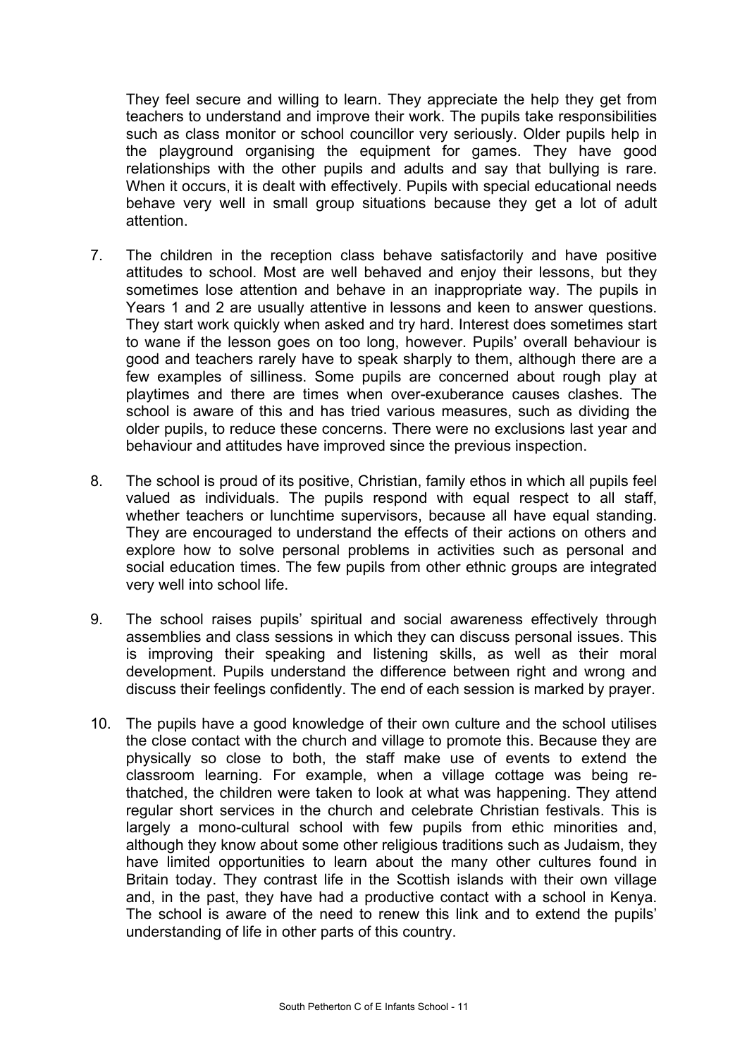They feel secure and willing to learn. They appreciate the help they get from teachers to understand and improve their work. The pupils take responsibilities such as class monitor or school councillor very seriously. Older pupils help in the playground organising the equipment for games. They have good relationships with the other pupils and adults and say that bullying is rare. When it occurs, it is dealt with effectively. Pupils with special educational needs behave very well in small group situations because they get a lot of adult attention.

7. The children in the reception class behave satisfactorily and have positive attitudes to school. Most are well behaved and enjoy their lessons, but they sometimes lose attention and behave in an inappropriate way. The pupils in Years 1 and 2 are usually attentive in lessons and keen to answer questions. They start work quickly when asked and try hard. Interest does sometimes start to wane if the lesson goes on too long, however. Pupils' overall behaviour is good and teachers rarely have to speak sharply to them, although there are a few examples of silliness. Some pupils are concerned about rough play at playtimes and there are times when over-exuberance causes clashes. The school is aware of this and has tried various measures, such as dividing the older pupils, to reduce these concerns. There were no exclusions last year and behaviour and attitudes have improved since the previous inspection.

8. The school is proud of its positive, Christian, family ethos in which all pupils feel valued as individuals. The pupils respond with equal respect to all staff, whether teachers or lunchtime supervisors, because all have equal standing. They are encouraged to understand the effects of their actions on others and explore how to solve personal problems in activities such as personal and social education times. The few pupils from other ethnic groups are integrated very well into school life.

9. The school raises pupils' spiritual and social awareness effectively through assemblies and class sessions in which they can discuss personal issues. This is improving their speaking and listening skills, as well as their moral development. Pupils understand the difference between right and wrong and discuss their feelings confidently. The end of each session is marked by prayer.

10. The pupils have a good knowledge of their own culture and the school utilises the close contact with the church and village to promote this. Because they are physically so close to both, the staff make use of events to extend the classroom learning. For example, when a village cottage was being re-thatched, the children were taken to look at what was happening. They attend regular short services in the church and celebrate Christian festivals. This is largely a mono-cultural school with few pupils from ethic minorities and, although they know about some other religious traditions such as Judaism, they have limited opportunities to learn about the many other cultures found in Britain today. They contrast life in the Scottish islands with their own village and, in the past, they have had a productive contact with a school in Kenya. The school is aware of the need to renew this link and to extend the pupils' understanding of life in other parts of this country.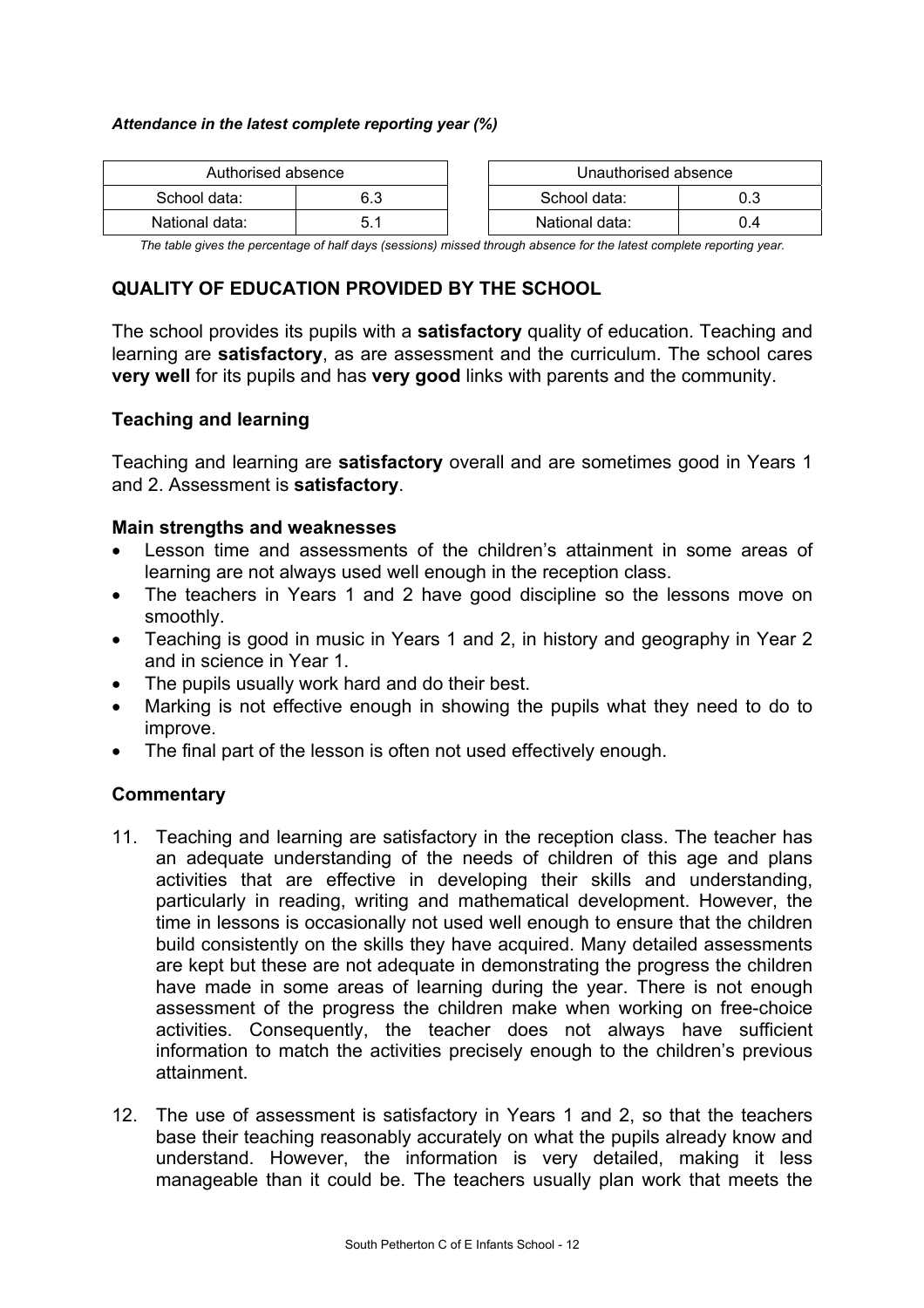***Attendance in the latest complete reporting year (%)***

| Authorised absence | |
|---|---|
| School data: | 6.3 |
| National data: | 5.1 |

| Unauthorised absence | |
|---|---|
| School data: | 0.3 |
| National data: | 0.4 |

*The table gives the percentage of half days (sessions) missed through absence for the latest complete reporting year.*

## QUALITY OF EDUCATION PROVIDED BY THE SCHOOL

The school provides its pupils with a **satisfactory** quality of education. Teaching and learning are **satisfactory**, as are assessment and the curriculum. The school cares **very well** for its pupils and has **very good** links with parents and the community.

### Teaching and learning

Teaching and learning are **satisfactory** overall and are sometimes good in Years 1 and 2. Assessment is **satisfactory**.

**Main strengths and weaknesses**

- Lesson time and assessments of the children's attainment in some areas of learning are not always used well enough in the reception class.
- The teachers in Years 1 and 2 have good discipline so the lessons move on smoothly.
- Teaching is good in music in Years 1 and 2, in history and geography in Year 2 and in science in Year 1.
- The pupils usually work hard and do their best.
- Marking is not effective enough in showing the pupils what they need to do to improve.
- The final part of the lesson is often not used effectively enough.

### Commentary

11. Teaching and learning are satisfactory in the reception class. The teacher has an adequate understanding of the needs of children of this age and plans activities that are effective in developing their skills and understanding, particularly in reading, writing and mathematical development. However, the time in lessons is occasionally not used well enough to ensure that the children build consistently on the skills they have acquired. Many detailed assessments are kept but these are not adequate in demonstrating the progress the children have made in some areas of learning during the year. There is not enough assessment of the progress the children make when working on free-choice activities. Consequently, the teacher does not always have sufficient information to match the activities precisely enough to the children's previous attainment.

12. The use of assessment is satisfactory in Years 1 and 2, so that the teachers base their teaching reasonably accurately on what the pupils already know and understand. However, the information is very detailed, making it less manageable than it could be. The teachers usually plan work that meets the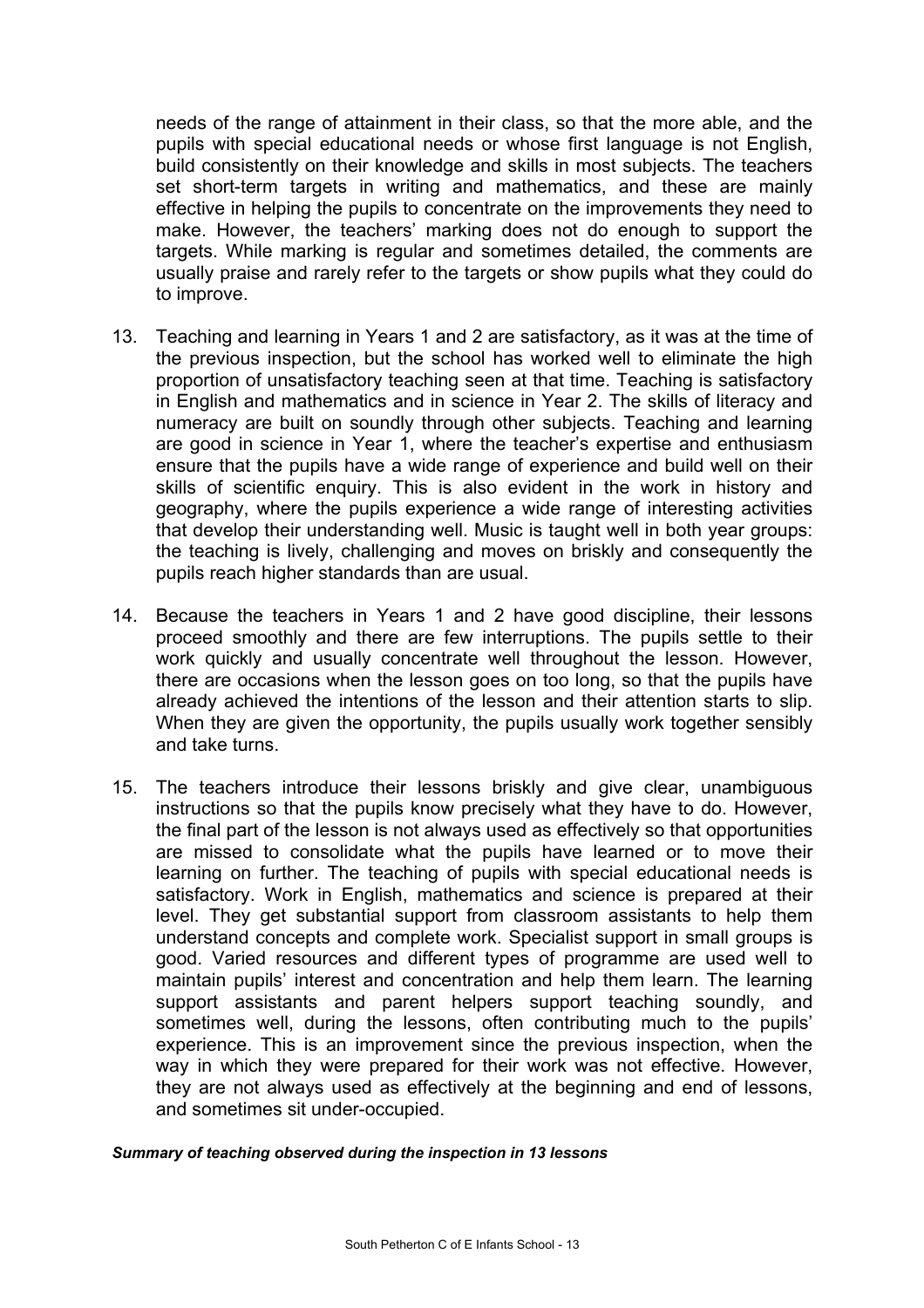needs of the range of attainment in their class, so that the more able, and the pupils with special educational needs or whose first language is not English, build consistently on their knowledge and skills in most subjects. The teachers set short-term targets in writing and mathematics, and these are mainly effective in helping the pupils to concentrate on the improvements they need to make. However, the teachers' marking does not do enough to support the targets. While marking is regular and sometimes detailed, the comments are usually praise and rarely refer to the targets or show pupils what they could do to improve.

13. Teaching and learning in Years 1 and 2 are satisfactory, as it was at the time of the previous inspection, but the school has worked well to eliminate the high proportion of unsatisfactory teaching seen at that time. Teaching is satisfactory in English and mathematics and in science in Year 2. The skills of literacy and numeracy are built on soundly through other subjects. Teaching and learning are good in science in Year 1, where the teacher's expertise and enthusiasm ensure that the pupils have a wide range of experience and build well on their skills of scientific enquiry. This is also evident in the work in history and geography, where the pupils experience a wide range of interesting activities that develop their understanding well. Music is taught well in both year groups: the teaching is lively, challenging and moves on briskly and consequently the pupils reach higher standards than are usual.

14. Because the teachers in Years 1 and 2 have good discipline, their lessons proceed smoothly and there are few interruptions. The pupils settle to their work quickly and usually concentrate well throughout the lesson. However, there are occasions when the lesson goes on too long, so that the pupils have already achieved the intentions of the lesson and their attention starts to slip. When they are given the opportunity, the pupils usually work together sensibly and take turns.

15. The teachers introduce their lessons briskly and give clear, unambiguous instructions so that the pupils know precisely what they have to do. However, the final part of the lesson is not always used as effectively so that opportunities are missed to consolidate what the pupils have learned or to move their learning on further. The teaching of pupils with special educational needs is satisfactory. Work in English, mathematics and science is prepared at their level. They get substantial support from classroom assistants to help them understand concepts and complete work. Specialist support in small groups is good. Varied resources and different types of programme are used well to maintain pupils' interest and concentration and help them learn. The learning support assistants and parent helpers support teaching soundly, and sometimes well, during the lessons, often contributing much to the pupils' experience. This is an improvement since the previous inspection, when the way in which they were prepared for their work was not effective. However, they are not always used as effectively at the beginning and end of lessons, and sometimes sit under-occupied.

***Summary of teaching observed during the inspection in 13 lessons***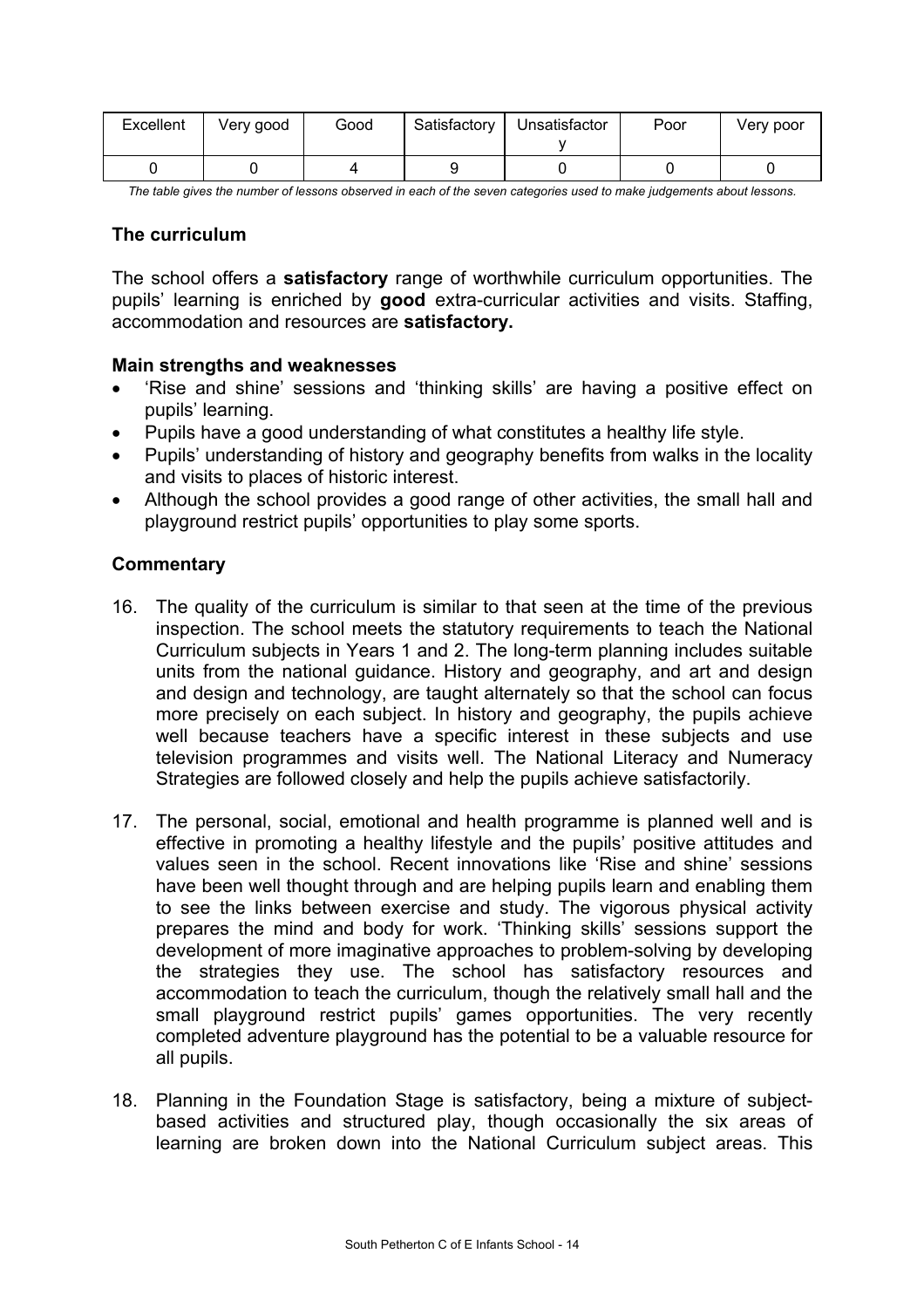| Excellent | Very good | Good | Satisfactory | Unsatisfactory | Poor | Very poor |
|---|---|---|---|---|---|---|
| 0 | 0 | 4 | 9 | 0 | 0 | 0 |

*The table gives the number of lessons observed in each of the seven categories used to make judgements about lessons.*

### The curriculum

The school offers a **satisfactory** range of worthwhile curriculum opportunities. The pupils' learning is enriched by **good** extra-curricular activities and visits. Staffing, accommodation and resources are **satisfactory.**

#### Main strengths and weaknesses

- 'Rise and shine' sessions and 'thinking skills' are having a positive effect on pupils' learning.
- Pupils have a good understanding of what constitutes a healthy life style.
- Pupils' understanding of history and geography benefits from walks in the locality and visits to places of historic interest.
- Although the school provides a good range of other activities, the small hall and playground restrict pupils' opportunities to play some sports.

#### Commentary

16. The quality of the curriculum is similar to that seen at the time of the previous inspection. The school meets the statutory requirements to teach the National Curriculum subjects in Years 1 and 2. The long-term planning includes suitable units from the national guidance. History and geography, and art and design and design and technology, are taught alternately so that the school can focus more precisely on each subject. In history and geography, the pupils achieve well because teachers have a specific interest in these subjects and use television programmes and visits well. The National Literacy and Numeracy Strategies are followed closely and help the pupils achieve satisfactorily.

17. The personal, social, emotional and health programme is planned well and is effective in promoting a healthy lifestyle and the pupils' positive attitudes and values seen in the school. Recent innovations like 'Rise and shine' sessions have been well thought through and are helping pupils learn and enabling them to see the links between exercise and study. The vigorous physical activity prepares the mind and body for work. 'Thinking skills' sessions support the development of more imaginative approaches to problem-solving by developing the strategies they use. The school has satisfactory resources and accommodation to teach the curriculum, though the relatively small hall and the small playground restrict pupils' games opportunities. The very recently completed adventure playground has the potential to be a valuable resource for all pupils.

18. Planning in the Foundation Stage is satisfactory, being a mixture of subject-based activities and structured play, though occasionally the six areas of learning are broken down into the National Curriculum subject areas. This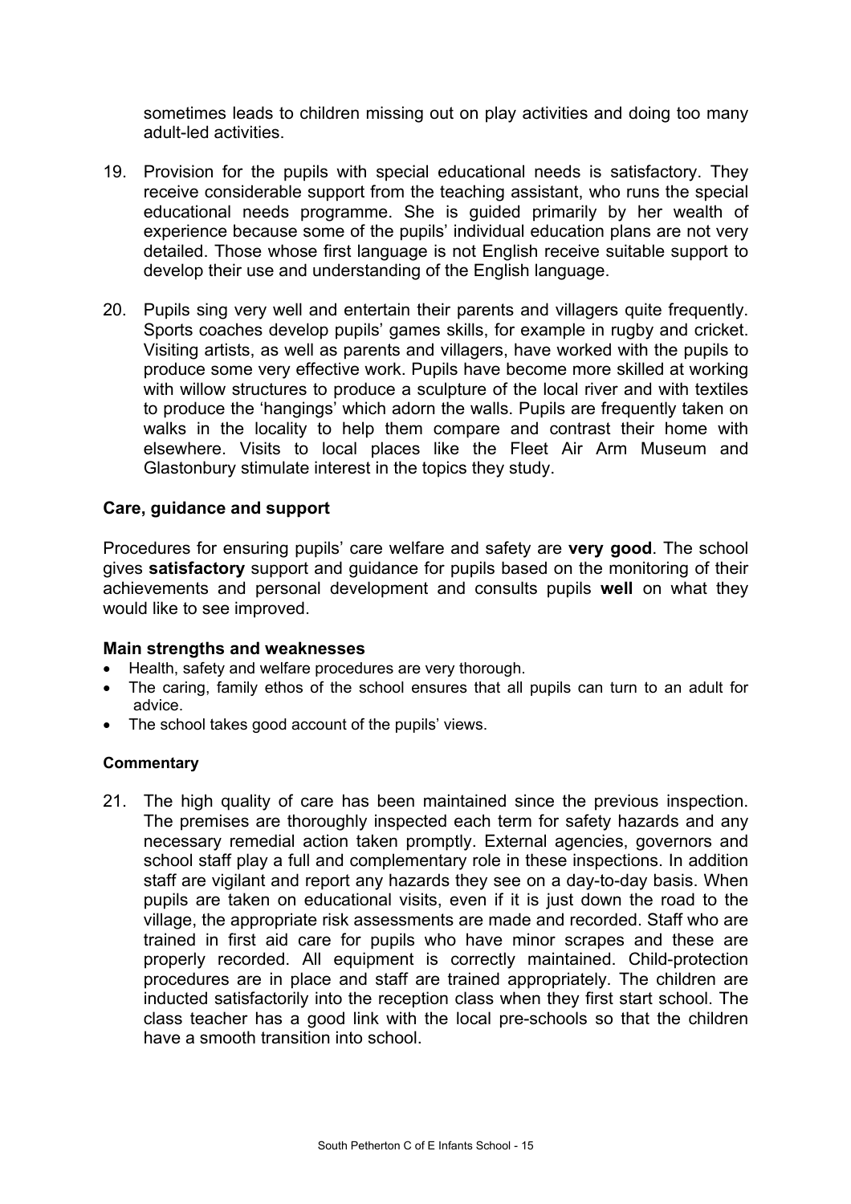sometimes leads to children missing out on play activities and doing too many adult-led activities.

19. Provision for the pupils with special educational needs is satisfactory. They receive considerable support from the teaching assistant, who runs the special educational needs programme. She is guided primarily by her wealth of experience because some of the pupils' individual education plans are not very detailed. Those whose first language is not English receive suitable support to develop their use and understanding of the English language.

20. Pupils sing very well and entertain their parents and villagers quite frequently. Sports coaches develop pupils' games skills, for example in rugby and cricket. Visiting artists, as well as parents and villagers, have worked with the pupils to produce some very effective work. Pupils have become more skilled at working with willow structures to produce a sculpture of the local river and with textiles to produce the 'hangings' which adorn the walls. Pupils are frequently taken on walks in the locality to help them compare and contrast their home with elsewhere. Visits to local places like the Fleet Air Arm Museum and Glastonbury stimulate interest in the topics they study.

### Care, guidance and support

Procedures for ensuring pupils' care welfare and safety are **very good**. The school gives **satisfactory** support and guidance for pupils based on the monitoring of their achievements and personal development and consults pupils **well** on what they would like to see improved.

#### Main strengths and weaknesses

- Health, safety and welfare procedures are very thorough.
- The caring, family ethos of the school ensures that all pupils can turn to an adult for advice.
- The school takes good account of the pupils' views.

#### Commentary

21. The high quality of care has been maintained since the previous inspection. The premises are thoroughly inspected each term for safety hazards and any necessary remedial action taken promptly. External agencies, governors and school staff play a full and complementary role in these inspections. In addition staff are vigilant and report any hazards they see on a day-to-day basis. When pupils are taken on educational visits, even if it is just down the road to the village, the appropriate risk assessments are made and recorded. Staff who are trained in first aid care for pupils who have minor scrapes and these are properly recorded. All equipment is correctly maintained. Child-protection procedures are in place and staff are trained appropriately. The children are inducted satisfactorily into the reception class when they first start school. The class teacher has a good link with the local pre-schools so that the children have a smooth transition into school.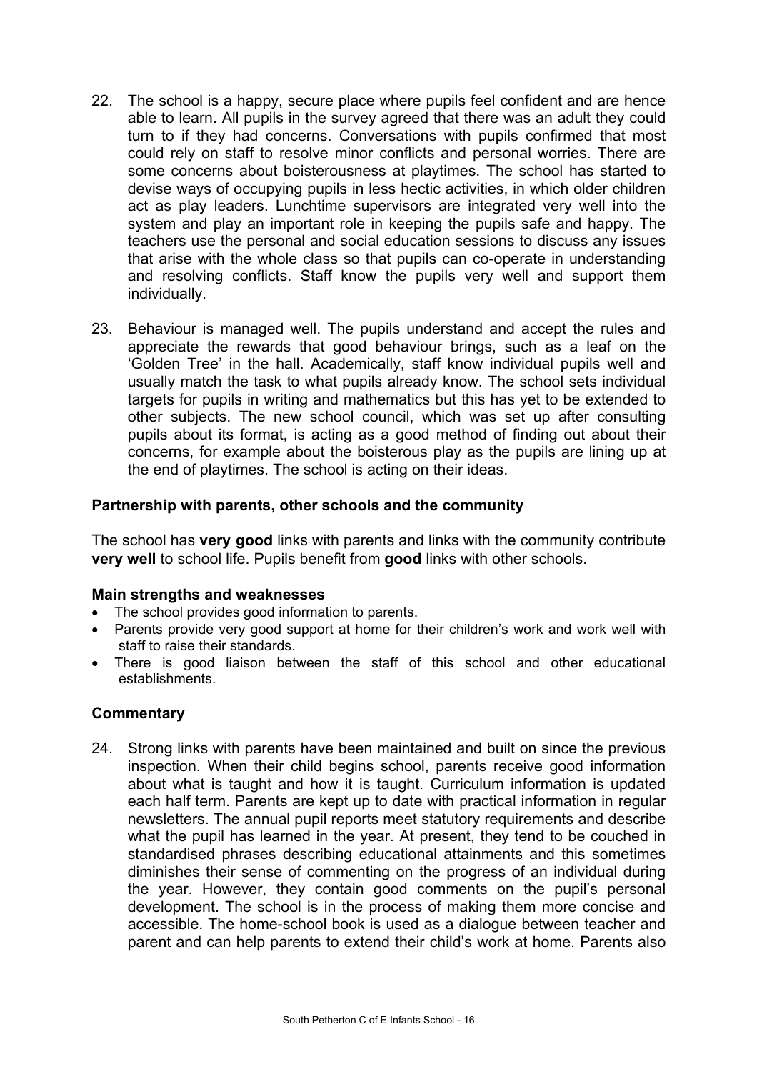22. The school is a happy, secure place where pupils feel confident and are hence able to learn. All pupils in the survey agreed that there was an adult they could turn to if they had concerns. Conversations with pupils confirmed that most could rely on staff to resolve minor conflicts and personal worries. There are some concerns about boisterousness at playtimes. The school has started to devise ways of occupying pupils in less hectic activities, in which older children act as play leaders. Lunchtime supervisors are integrated very well into the system and play an important role in keeping the pupils safe and happy. The teachers use the personal and social education sessions to discuss any issues that arise with the whole class so that pupils can co-operate in understanding and resolving conflicts. Staff know the pupils very well and support them individually.

23. Behaviour is managed well. The pupils understand and accept the rules and appreciate the rewards that good behaviour brings, such as a leaf on the 'Golden Tree' in the hall. Academically, staff know individual pupils well and usually match the task to what pupils already know. The school sets individual targets for pupils in writing and mathematics but this has yet to be extended to other subjects. The new school council, which was set up after consulting pupils about its format, is acting as a good method of finding out about their concerns, for example about the boisterous play as the pupils are lining up at the end of playtimes. The school is acting on their ideas.

### Partnership with parents, other schools and the community

The school has **very good** links with parents and links with the community contribute **very well** to school life. Pupils benefit from **good** links with other schools.

#### Main strengths and weaknesses

- The school provides good information to parents.
- Parents provide very good support at home for their children's work and work well with staff to raise their standards.
- There is good liaison between the staff of this school and other educational establishments.

### Commentary

24. Strong links with parents have been maintained and built on since the previous inspection. When their child begins school, parents receive good information about what is taught and how it is taught. Curriculum information is updated each half term. Parents are kept up to date with practical information in regular newsletters. The annual pupil reports meet statutory requirements and describe what the pupil has learned in the year. At present, they tend to be couched in standardised phrases describing educational attainments and this sometimes diminishes their sense of commenting on the progress of an individual during the year. However, they contain good comments on the pupil's personal development. The school is in the process of making them more concise and accessible. The home-school book is used as a dialogue between teacher and parent and can help parents to extend their child's work at home. Parents also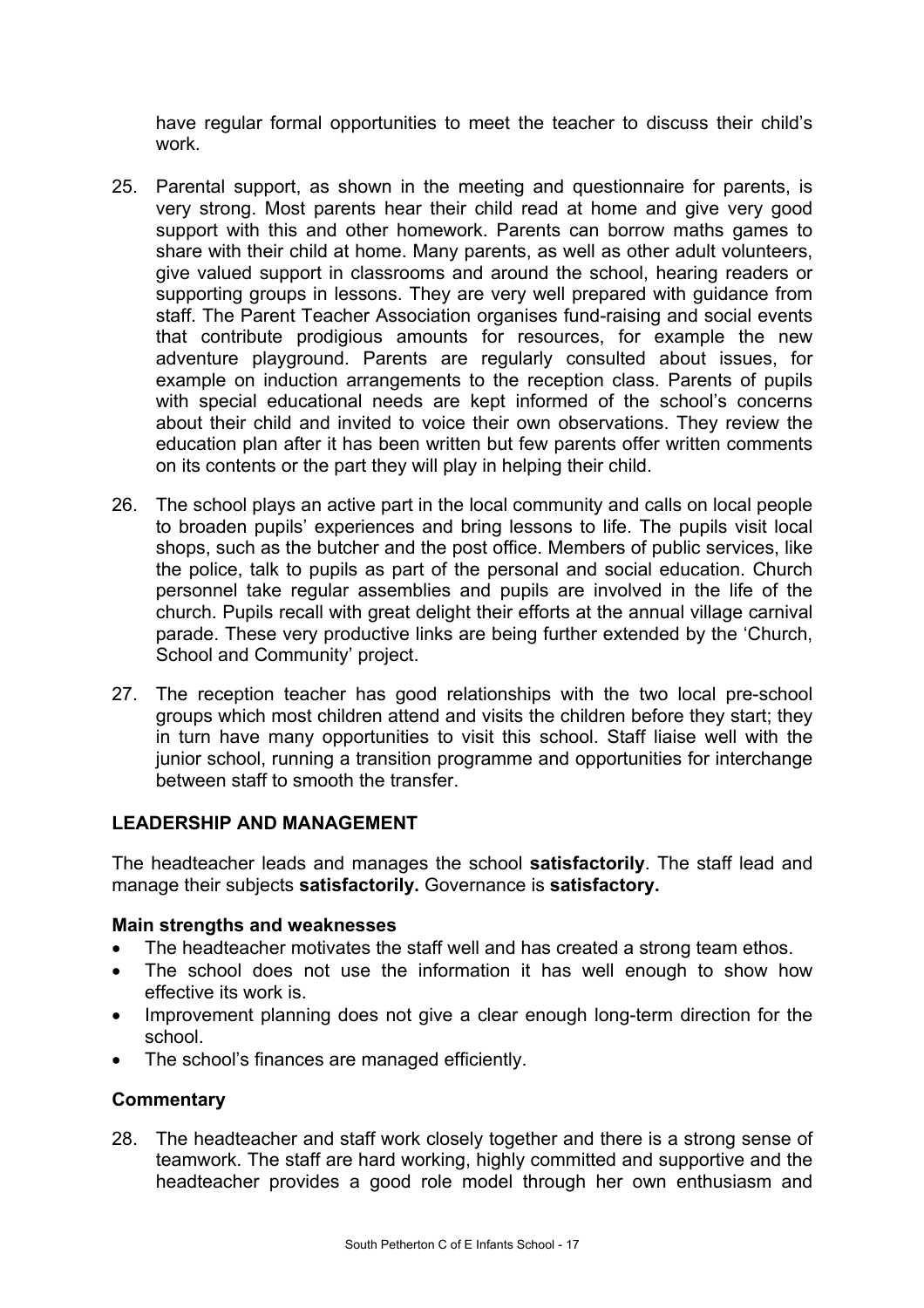have regular formal opportunities to meet the teacher to discuss their child's work.

25. Parental support, as shown in the meeting and questionnaire for parents, is very strong. Most parents hear their child read at home and give very good support with this and other homework. Parents can borrow maths games to share with their child at home. Many parents, as well as other adult volunteers, give valued support in classrooms and around the school, hearing readers or supporting groups in lessons. They are very well prepared with guidance from staff. The Parent Teacher Association organises fund-raising and social events that contribute prodigious amounts for resources, for example the new adventure playground. Parents are regularly consulted about issues, for example on induction arrangements to the reception class. Parents of pupils with special educational needs are kept informed of the school's concerns about their child and invited to voice their own observations. They review the education plan after it has been written but few parents offer written comments on its contents or the part they will play in helping their child.

26. The school plays an active part in the local community and calls on local people to broaden pupils' experiences and bring lessons to life. The pupils visit local shops, such as the butcher and the post office. Members of public services, like the police, talk to pupils as part of the personal and social education. Church personnel take regular assemblies and pupils are involved in the life of the church. Pupils recall with great delight their efforts at the annual village carnival parade. These very productive links are being further extended by the 'Church, School and Community' project.

27. The reception teacher has good relationships with the two local pre-school groups which most children attend and visits the children before they start; they in turn have many opportunities to visit this school. Staff liaise well with the junior school, running a transition programme and opportunities for interchange between staff to smooth the transfer.

## LEADERSHIP AND MANAGEMENT

The headteacher leads and manages the school **satisfactorily**. The staff lead and manage their subjects **satisfactorily.** Governance is **satisfactory.**

### Main strengths and weaknesses

- The headteacher motivates the staff well and has created a strong team ethos.
- The school does not use the information it has well enough to show how effective its work is.
- Improvement planning does not give a clear enough long-term direction for the school.
- The school's finances are managed efficiently.

### Commentary

28. The headteacher and staff work closely together and there is a strong sense of teamwork. The staff are hard working, highly committed and supportive and the headteacher provides a good role model through her own enthusiasm and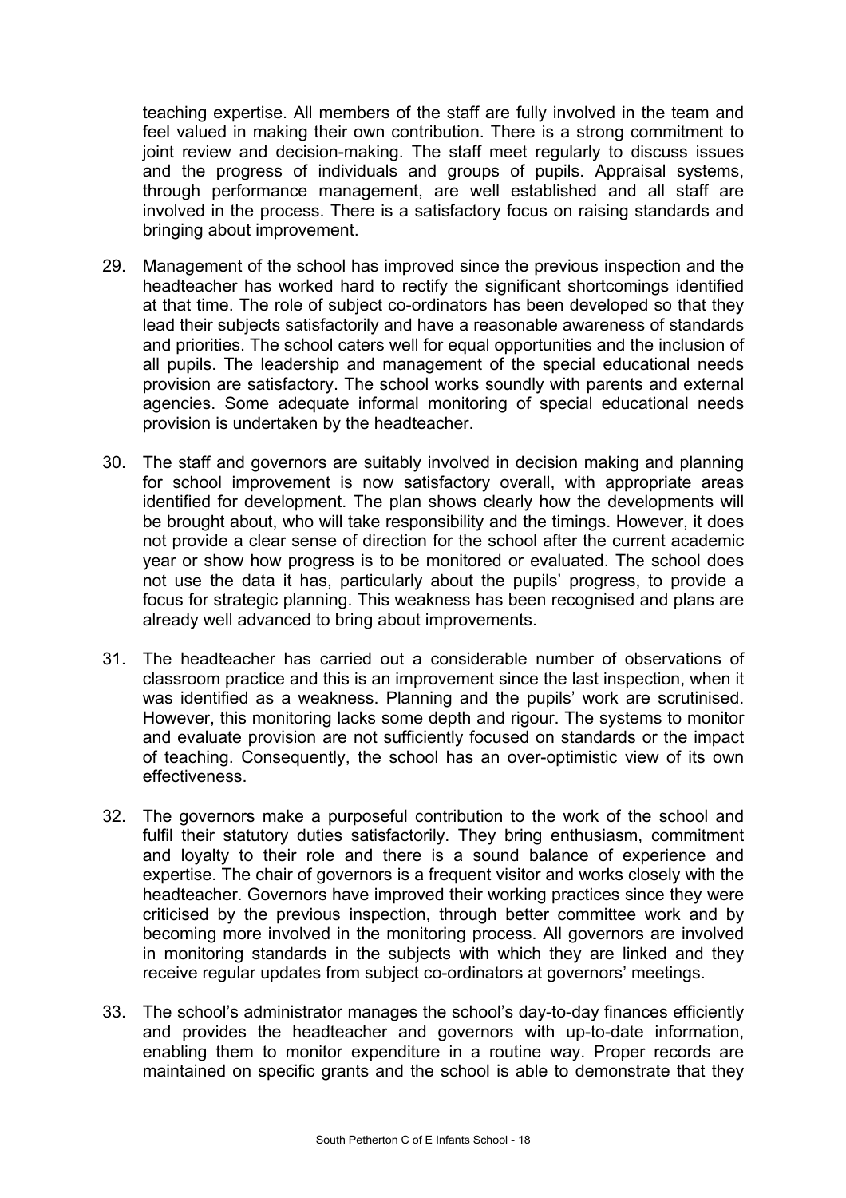teaching expertise. All members of the staff are fully involved in the team and feel valued in making their own contribution. There is a strong commitment to joint review and decision-making. The staff meet regularly to discuss issues and the progress of individuals and groups of pupils. Appraisal systems, through performance management, are well established and all staff are involved in the process. There is a satisfactory focus on raising standards and bringing about improvement.

29. Management of the school has improved since the previous inspection and the headteacher has worked hard to rectify the significant shortcomings identified at that time. The role of subject co-ordinators has been developed so that they lead their subjects satisfactorily and have a reasonable awareness of standards and priorities. The school caters well for equal opportunities and the inclusion of all pupils. The leadership and management of the special educational needs provision are satisfactory. The school works soundly with parents and external agencies. Some adequate informal monitoring of special educational needs provision is undertaken by the headteacher.

30. The staff and governors are suitably involved in decision making and planning for school improvement is now satisfactory overall, with appropriate areas identified for development. The plan shows clearly how the developments will be brought about, who will take responsibility and the timings. However, it does not provide a clear sense of direction for the school after the current academic year or show how progress is to be monitored or evaluated. The school does not use the data it has, particularly about the pupils' progress, to provide a focus for strategic planning. This weakness has been recognised and plans are already well advanced to bring about improvements.

31. The headteacher has carried out a considerable number of observations of classroom practice and this is an improvement since the last inspection, when it was identified as a weakness. Planning and the pupils' work are scrutinised. However, this monitoring lacks some depth and rigour. The systems to monitor and evaluate provision are not sufficiently focused on standards or the impact of teaching. Consequently, the school has an over-optimistic view of its own effectiveness.

32. The governors make a purposeful contribution to the work of the school and fulfil their statutory duties satisfactorily. They bring enthusiasm, commitment and loyalty to their role and there is a sound balance of experience and expertise. The chair of governors is a frequent visitor and works closely with the headteacher. Governors have improved their working practices since they were criticised by the previous inspection, through better committee work and by becoming more involved in the monitoring process. All governors are involved in monitoring standards in the subjects with which they are linked and they receive regular updates from subject co-ordinators at governors' meetings.

33. The school's administrator manages the school's day-to-day finances efficiently and provides the headteacher and governors with up-to-date information, enabling them to monitor expenditure in a routine way. Proper records are maintained on specific grants and the school is able to demonstrate that they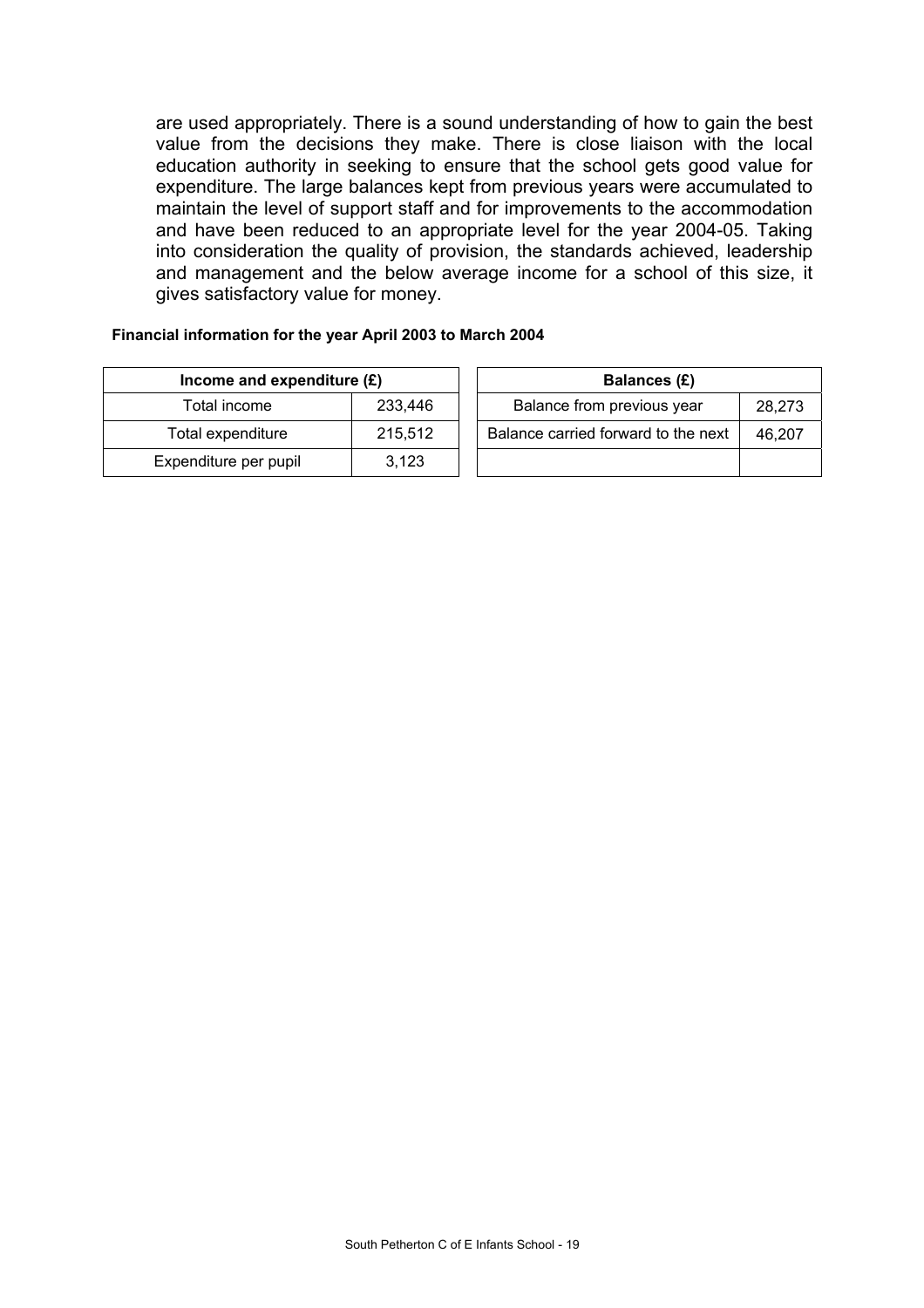are used appropriately. There is a sound understanding of how to gain the best value from the decisions they make. There is close liaison with the local education authority in seeking to ensure that the school gets good value for expenditure. The large balances kept from previous years were accumulated to maintain the level of support staff and for improvements to the accommodation and have been reduced to an appropriate level for the year 2004-05. Taking into consideration the quality of provision, the standards achieved, leadership and management and the below average income for a school of this size, it gives satisfactory value for money.

**Financial information for the year April 2003 to March 2004**

| Income and expenditure (£) | |
|---|---|
| Total income | 233,446 |
| Total expenditure | 215,512 |
| Expenditure per pupil | 3,123 |

| Balances (£) | |
|---|---|
| Balance from previous year | 28,273 |
| Balance carried forward to the next | 46,207 |
| | |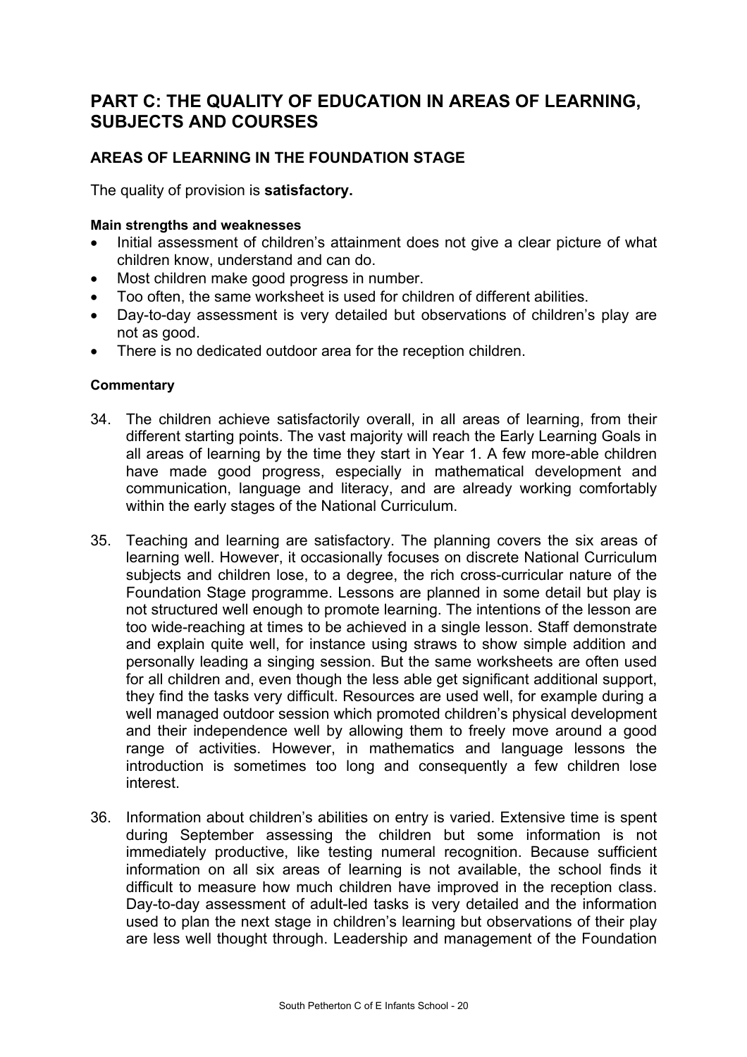## PART C: THE QUALITY OF EDUCATION IN AREAS OF LEARNING, SUBJECTS AND COURSES

### AREAS OF LEARNING IN THE FOUNDATION STAGE

The quality of provision is **satisfactory.**

**Main strengths and weaknesses**

- Initial assessment of children's attainment does not give a clear picture of what children know, understand and can do.
- Most children make good progress in number.
- Too often, the same worksheet is used for children of different abilities.
- Day-to-day assessment is very detailed but observations of children's play are not as good.
- There is no dedicated outdoor area for the reception children.

**Commentary**

34. The children achieve satisfactorily overall, in all areas of learning, from their different starting points. The vast majority will reach the Early Learning Goals in all areas of learning by the time they start in Year 1. A few more-able children have made good progress, especially in mathematical development and communication, language and literacy, and are already working comfortably within the early stages of the National Curriculum.

35. Teaching and learning are satisfactory. The planning covers the six areas of learning well. However, it occasionally focuses on discrete National Curriculum subjects and children lose, to a degree, the rich cross-curricular nature of the Foundation Stage programme. Lessons are planned in some detail but play is not structured well enough to promote learning. The intentions of the lesson are too wide-reaching at times to be achieved in a single lesson. Staff demonstrate and explain quite well, for instance using straws to show simple addition and personally leading a singing session. But the same worksheets are often used for all children and, even though the less able get significant additional support, they find the tasks very difficult. Resources are used well, for example during a well managed outdoor session which promoted children's physical development and their independence well by allowing them to freely move around a good range of activities. However, in mathematics and language lessons the introduction is sometimes too long and consequently a few children lose interest.

36. Information about children's abilities on entry is varied. Extensive time is spent during September assessing the children but some information is not immediately productive, like testing numeral recognition. Because sufficient information on all six areas of learning is not available, the school finds it difficult to measure how much children have improved in the reception class. Day-to-day assessment of adult-led tasks is very detailed and the information used to plan the next stage in children's learning but observations of their play are less well thought through. Leadership and management of the Foundation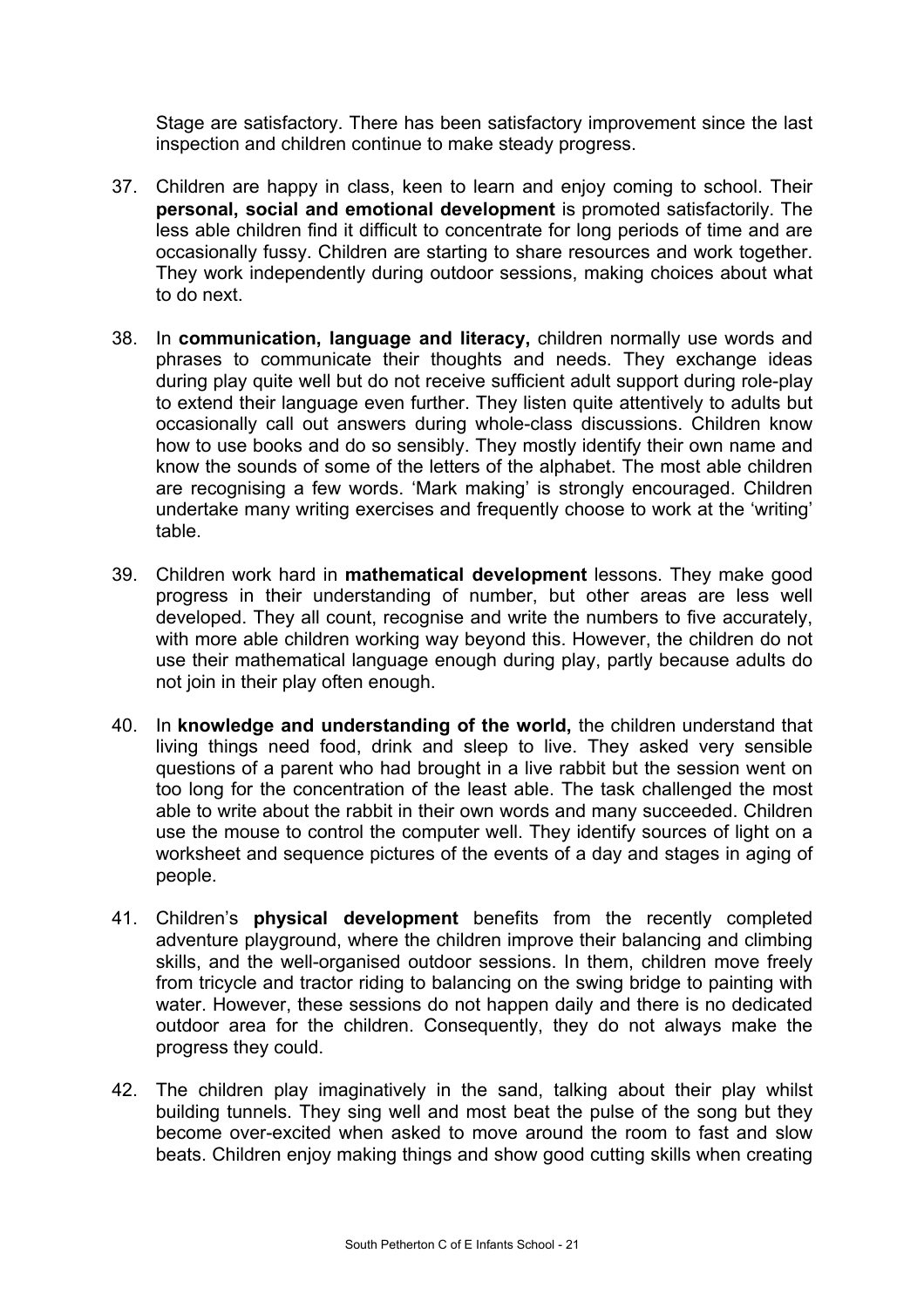Stage are satisfactory. There has been satisfactory improvement since the last inspection and children continue to make steady progress.

37. Children are happy in class, keen to learn and enjoy coming to school. Their **personal, social and emotional development** is promoted satisfactorily. The less able children find it difficult to concentrate for long periods of time and are occasionally fussy. Children are starting to share resources and work together. They work independently during outdoor sessions, making choices about what to do next.

38. In **communication, language and literacy,** children normally use words and phrases to communicate their thoughts and needs. They exchange ideas during play quite well but do not receive sufficient adult support during role-play to extend their language even further. They listen quite attentively to adults but occasionally call out answers during whole-class discussions. Children know how to use books and do so sensibly. They mostly identify their own name and know the sounds of some of the letters of the alphabet. The most able children are recognising a few words. 'Mark making' is strongly encouraged. Children undertake many writing exercises and frequently choose to work at the 'writing' table.

39. Children work hard in **mathematical development** lessons. They make good progress in their understanding of number, but other areas are less well developed. They all count, recognise and write the numbers to five accurately, with more able children working way beyond this. However, the children do not use their mathematical language enough during play, partly because adults do not join in their play often enough.

40. In **knowledge and understanding of the world,** the children understand that living things need food, drink and sleep to live. They asked very sensible questions of a parent who had brought in a live rabbit but the session went on too long for the concentration of the least able. The task challenged the most able to write about the rabbit in their own words and many succeeded. Children use the mouse to control the computer well. They identify sources of light on a worksheet and sequence pictures of the events of a day and stages in aging of people.

41. Children's **physical development** benefits from the recently completed adventure playground, where the children improve their balancing and climbing skills, and the well-organised outdoor sessions. In them, children move freely from tricycle and tractor riding to balancing on the swing bridge to painting with water. However, these sessions do not happen daily and there is no dedicated outdoor area for the children. Consequently, they do not always make the progress they could.

42. The children play imaginatively in the sand, talking about their play whilst building tunnels. They sing well and most beat the pulse of the song but they become over-excited when asked to move around the room to fast and slow beats. Children enjoy making things and show good cutting skills when creating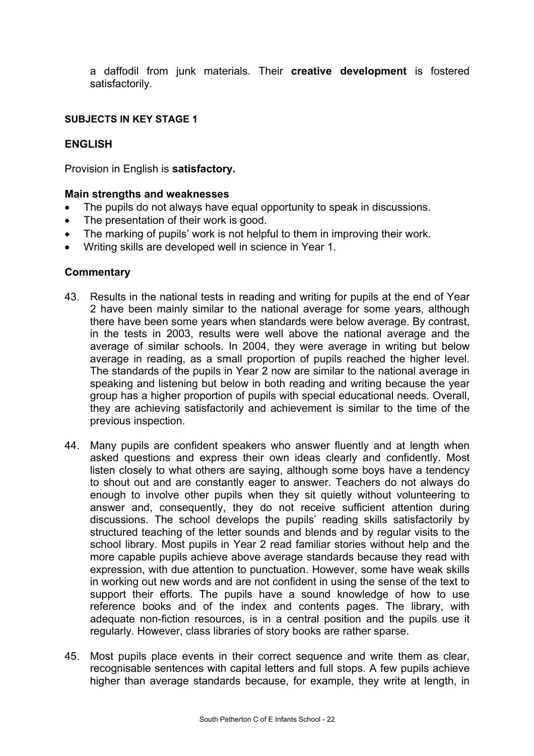a daffodil from junk materials. Their **creative development** is fostered satisfactorily.

#### SUBJECTS IN KEY STAGE 1

### ENGLISH

Provision in English is **satisfactory.**

#### Main strengths and weaknesses

- The pupils do not always have equal opportunity to speak in discussions.
- The presentation of their work is good.
- The marking of pupils' work is not helpful to them in improving their work.
- Writing skills are developed well in science in Year 1.

#### Commentary

43. Results in the national tests in reading and writing for pupils at the end of Year 2 have been mainly similar to the national average for some years, although there have been some years when standards were below average. By contrast, in the tests in 2003, results were well above the national average and the average of similar schools. In 2004, they were average in writing but below average in reading, as a small proportion of pupils reached the higher level. The standards of the pupils in Year 2 now are similar to the national average in speaking and listening but below in both reading and writing because the year group has a higher proportion of pupils with special educational needs. Overall, they are achieving satisfactorily and achievement is similar to the time of the previous inspection.

44. Many pupils are confident speakers who answer fluently and at length when asked questions and express their own ideas clearly and confidently. Most listen closely to what others are saying, although some boys have a tendency to shout out and are constantly eager to answer. Teachers do not always do enough to involve other pupils when they sit quietly without volunteering to answer and, consequently, they do not receive sufficient attention during discussions. The school develops the pupils' reading skills satisfactorily by structured teaching of the letter sounds and blends and by regular visits to the school library. Most pupils in Year 2 read familiar stories without help and the more capable pupils achieve above average standards because they read with expression, with due attention to punctuation. However, some have weak skills in working out new words and are not confident in using the sense of the text to support their efforts. The pupils have a sound knowledge of how to use reference books and of the index and contents pages. The library, with adequate non-fiction resources, is in a central position and the pupils use it regularly. However, class libraries of story books are rather sparse.

45. Most pupils place events in their correct sequence and write them as clear, recognisable sentences with capital letters and full stops. A few pupils achieve higher than average standards because, for example, they write at length, in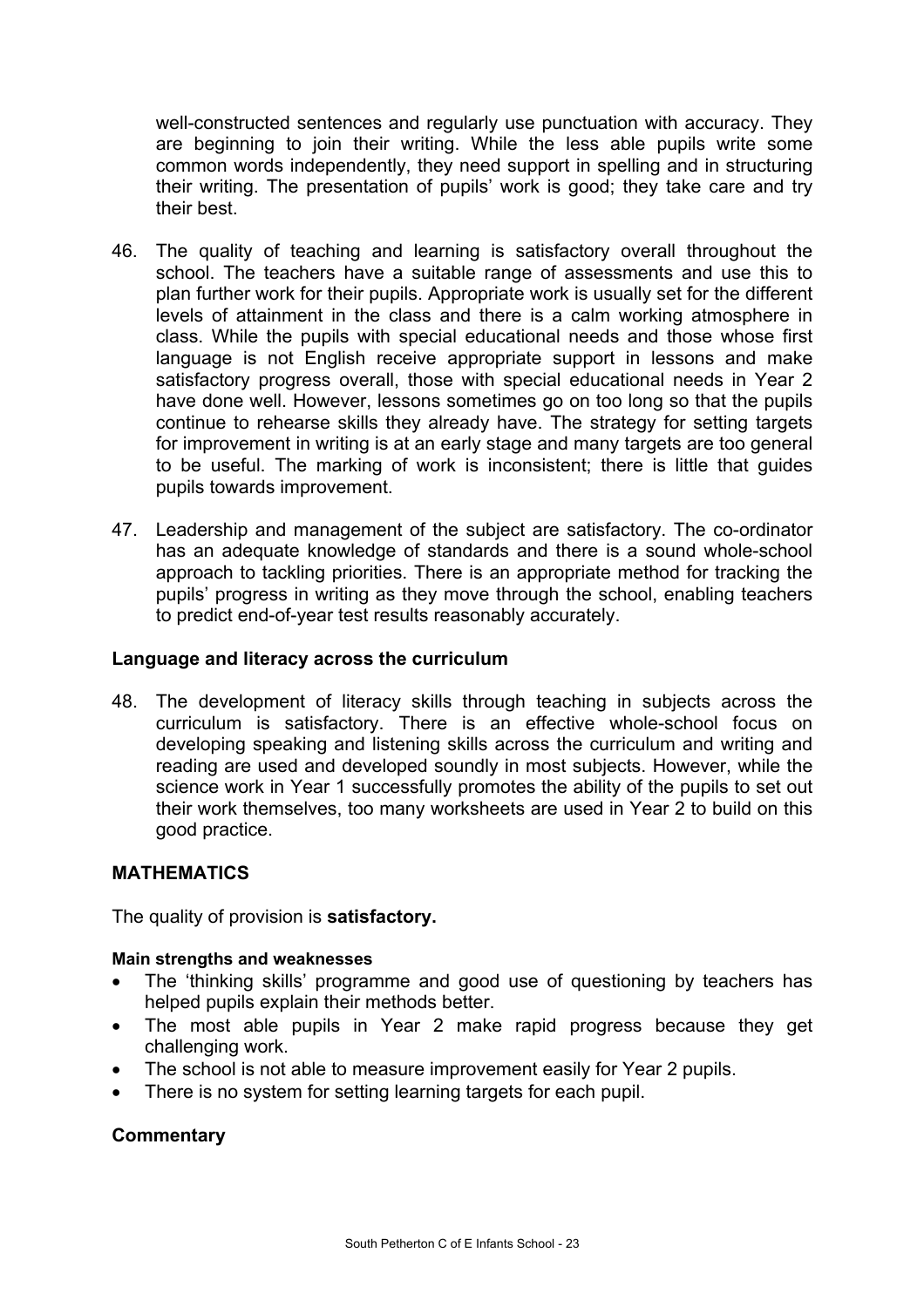well-constructed sentences and regularly use punctuation with accuracy. They are beginning to join their writing. While the less able pupils write some common words independently, they need support in spelling and in structuring their writing. The presentation of pupils' work is good; they take care and try their best.

46. The quality of teaching and learning is satisfactory overall throughout the school. The teachers have a suitable range of assessments and use this to plan further work for their pupils. Appropriate work is usually set for the different levels of attainment in the class and there is a calm working atmosphere in class. While the pupils with special educational needs and those whose first language is not English receive appropriate support in lessons and make satisfactory progress overall, those with special educational needs in Year 2 have done well. However, lessons sometimes go on too long so that the pupils continue to rehearse skills they already have. The strategy for setting targets for improvement in writing is at an early stage and many targets are too general to be useful. The marking of work is inconsistent; there is little that guides pupils towards improvement.

47. Leadership and management of the subject are satisfactory. The co-ordinator has an adequate knowledge of standards and there is a sound whole-school approach to tackling priorities. There is an appropriate method for tracking the pupils' progress in writing as they move through the school, enabling teachers to predict end-of-year test results reasonably accurately.

### Language and literacy across the curriculum

48. The development of literacy skills through teaching in subjects across the curriculum is satisfactory. There is an effective whole-school focus on developing speaking and listening skills across the curriculum and writing and reading are used and developed soundly in most subjects. However, while the science work in Year 1 successfully promotes the ability of the pupils to set out their work themselves, too many worksheets are used in Year 2 to build on this good practice.

## MATHEMATICS

The quality of provision is **satisfactory.**

#### Main strengths and weaknesses

- The 'thinking skills' programme and good use of questioning by teachers has helped pupils explain their methods better.
- The most able pupils in Year 2 make rapid progress because they get challenging work.
- The school is not able to measure improvement easily for Year 2 pupils.
- There is no system for setting learning targets for each pupil.

### Commentary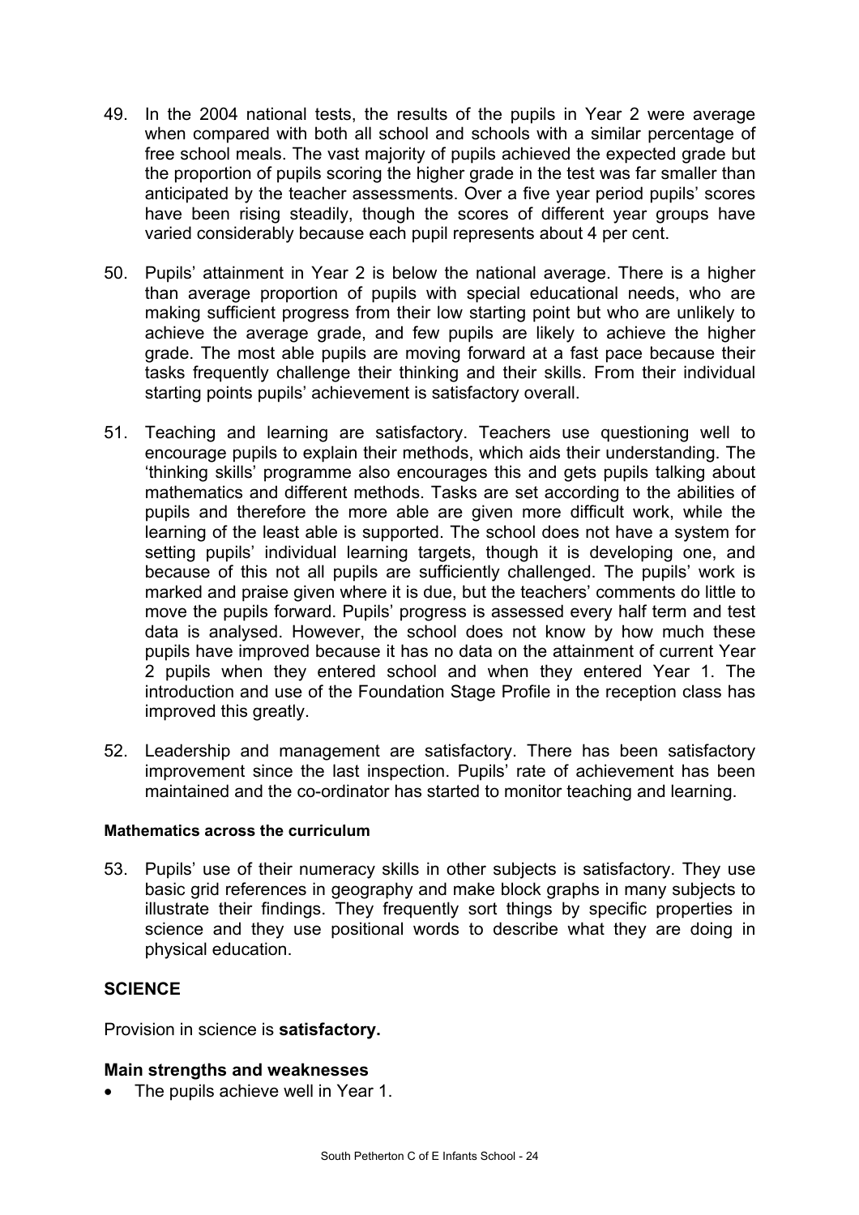49. In the 2004 national tests, the results of the pupils in Year 2 were average when compared with both all school and schools with a similar percentage of free school meals. The vast majority of pupils achieved the expected grade but the proportion of pupils scoring the higher grade in the test was far smaller than anticipated by the teacher assessments. Over a five year period pupils' scores have been rising steadily, though the scores of different year groups have varied considerably because each pupil represents about 4 per cent.

50. Pupils' attainment in Year 2 is below the national average. There is a higher than average proportion of pupils with special educational needs, who are making sufficient progress from their low starting point but who are unlikely to achieve the average grade, and few pupils are likely to achieve the higher grade. The most able pupils are moving forward at a fast pace because their tasks frequently challenge their thinking and their skills. From their individual starting points pupils' achievement is satisfactory overall.

51. Teaching and learning are satisfactory. Teachers use questioning well to encourage pupils to explain their methods, which aids their understanding. The 'thinking skills' programme also encourages this and gets pupils talking about mathematics and different methods. Tasks are set according to the abilities of pupils and therefore the more able are given more difficult work, while the learning of the least able is supported. The school does not have a system for setting pupils' individual learning targets, though it is developing one, and because of this not all pupils are sufficiently challenged. The pupils' work is marked and praise given where it is due, but the teachers' comments do little to move the pupils forward. Pupils' progress is assessed every half term and test data is analysed. However, the school does not know by how much these pupils have improved because it has no data on the attainment of current Year 2 pupils when they entered school and when they entered Year 1. The introduction and use of the Foundation Stage Profile in the reception class has improved this greatly.

52. Leadership and management are satisfactory. There has been satisfactory improvement since the last inspection. Pupils' rate of achievement has been maintained and the co-ordinator has started to monitor teaching and learning.

#### Mathematics across the curriculum

53. Pupils' use of their numeracy skills in other subjects is satisfactory. They use basic grid references in geography and make block graphs in many subjects to illustrate their findings. They frequently sort things by specific properties in science and they use positional words to describe what they are doing in physical education.

## SCIENCE

Provision in science is **satisfactory.**

### Main strengths and weaknesses

- The pupils achieve well in Year 1.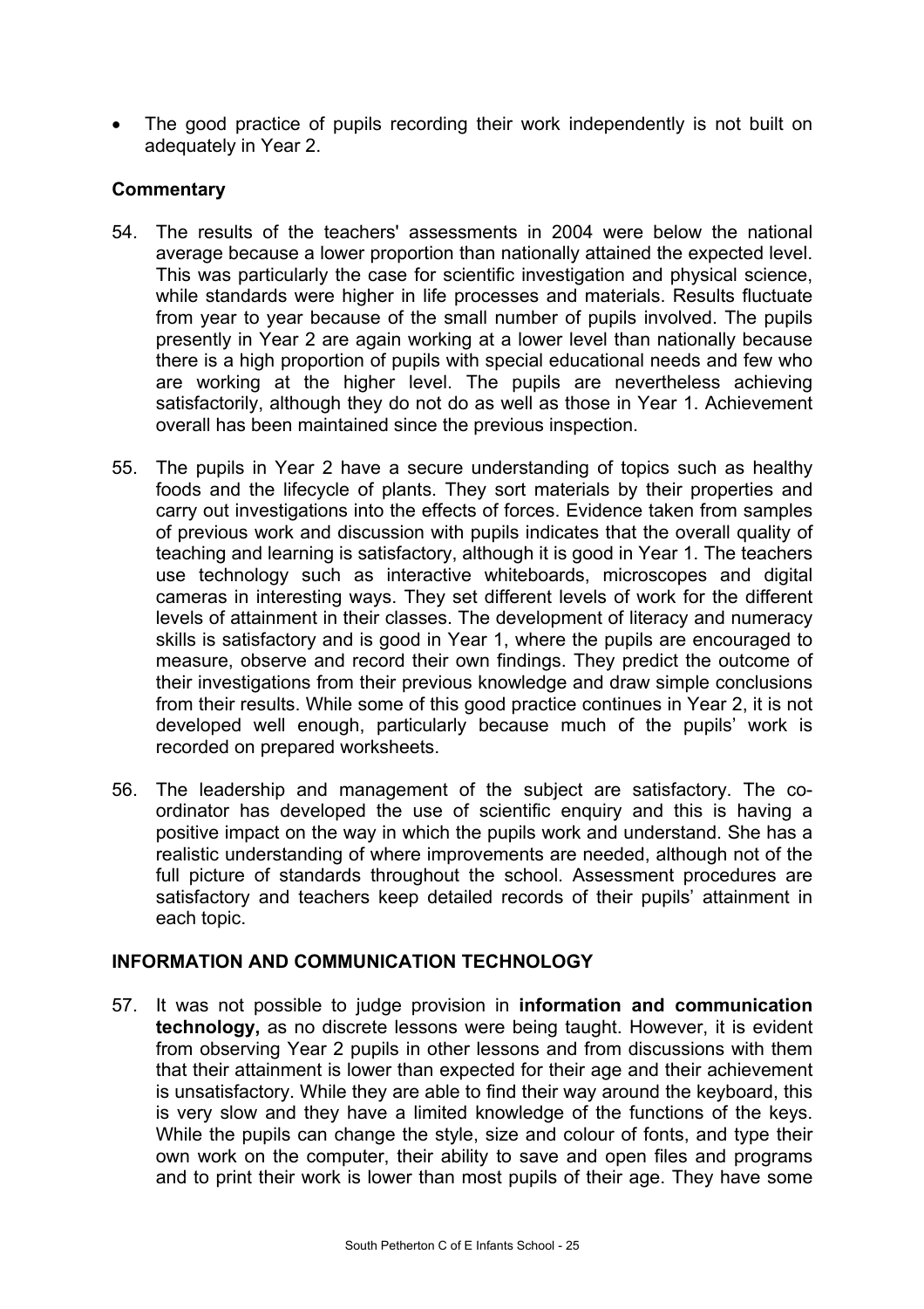- The good practice of pupils recording their work independently is not built on adequately in Year 2.

### Commentary

54. The results of the teachers' assessments in 2004 were below the national average because a lower proportion than nationally attained the expected level. This was particularly the case for scientific investigation and physical science, while standards were higher in life processes and materials. Results fluctuate from year to year because of the small number of pupils involved. The pupils presently in Year 2 are again working at a lower level than nationally because there is a high proportion of pupils with special educational needs and few who are working at the higher level. The pupils are nevertheless achieving satisfactorily, although they do not do as well as those in Year 1. Achievement overall has been maintained since the previous inspection.

55. The pupils in Year 2 have a secure understanding of topics such as healthy foods and the lifecycle of plants. They sort materials by their properties and carry out investigations into the effects of forces. Evidence taken from samples of previous work and discussion with pupils indicates that the overall quality of teaching and learning is satisfactory, although it is good in Year 1. The teachers use technology such as interactive whiteboards, microscopes and digital cameras in interesting ways. They set different levels of work for the different levels of attainment in their classes. The development of literacy and numeracy skills is satisfactory and is good in Year 1, where the pupils are encouraged to measure, observe and record their own findings. They predict the outcome of their investigations from their previous knowledge and draw simple conclusions from their results. While some of this good practice continues in Year 2, it is not developed well enough, particularly because much of the pupils' work is recorded on prepared worksheets.

56. The leadership and management of the subject are satisfactory. The co-ordinator has developed the use of scientific enquiry and this is having a positive impact on the way in which the pupils work and understand. She has a realistic understanding of where improvements are needed, although not of the full picture of standards throughout the school. Assessment procedures are satisfactory and teachers keep detailed records of their pupils' attainment in each topic.

## INFORMATION AND COMMUNICATION TECHNOLOGY

57. It was not possible to judge provision in **information and communication technology,** as no discrete lessons were being taught. However, it is evident from observing Year 2 pupils in other lessons and from discussions with them that their attainment is lower than expected for their age and their achievement is unsatisfactory. While they are able to find their way around the keyboard, this is very slow and they have a limited knowledge of the functions of the keys. While the pupils can change the style, size and colour of fonts, and type their own work on the computer, their ability to save and open files and programs and to print their work is lower than most pupils of their age. They have some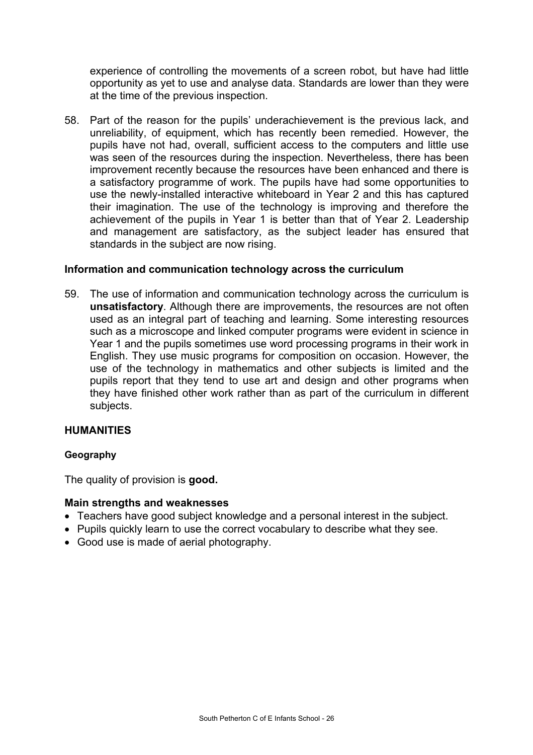experience of controlling the movements of a screen robot, but have had little opportunity as yet to use and analyse data. Standards are lower than they were at the time of the previous inspection.

58. Part of the reason for the pupils' underachievement is the previous lack, and unreliability, of equipment, which has recently been remedied. However, the pupils have not had, overall, sufficient access to the computers and little use was seen of the resources during the inspection. Nevertheless, there has been improvement recently because the resources have been enhanced and there is a satisfactory programme of work. The pupils have had some opportunities to use the newly-installed interactive whiteboard in Year 2 and this has captured their imagination. The use of the technology is improving and therefore the achievement of the pupils in Year 1 is better than that of Year 2. Leadership and management are satisfactory, as the subject leader has ensured that standards in the subject are now rising.

### Information and communication technology across the curriculum

59. The use of information and communication technology across the curriculum is **unsatisfactory**. Although there are improvements, the resources are not often used as an integral part of teaching and learning. Some interesting resources such as a microscope and linked computer programs were evident in science in Year 1 and the pupils sometimes use word processing programs in their work in English. They use music programs for composition on occasion. However, the use of the technology in mathematics and other subjects is limited and the pupils report that they tend to use art and design and other programs when they have finished other work rather than as part of the curriculum in different subjects.

## HUMANITIES

#### Geography

The quality of provision is **good.**

### Main strengths and weaknesses

- Teachers have good subject knowledge and a personal interest in the subject.
- Pupils quickly learn to use the correct vocabulary to describe what they see.
- Good use is made of aerial photography.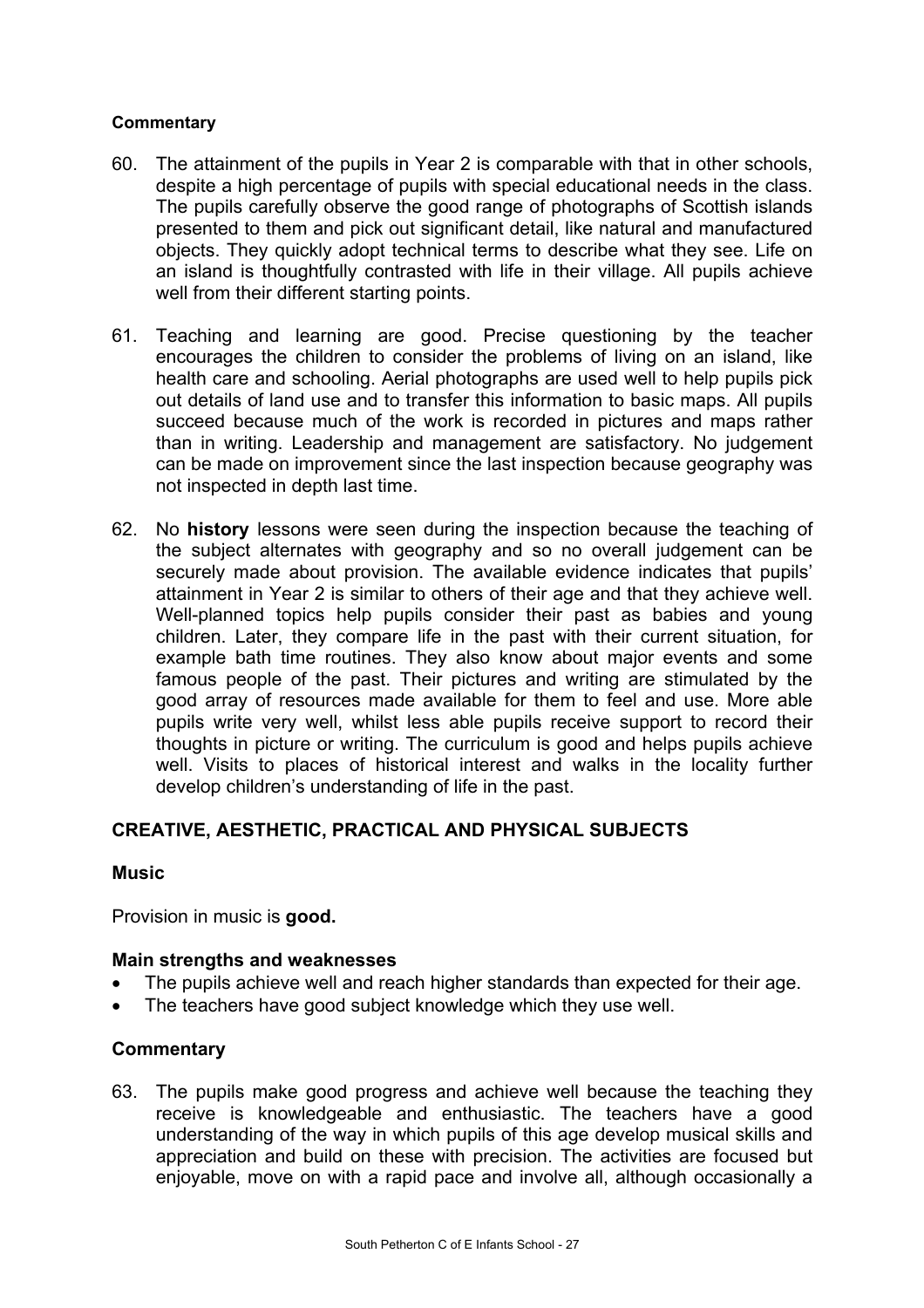**Commentary**

60. The attainment of the pupils in Year 2 is comparable with that in other schools, despite a high percentage of pupils with special educational needs in the class. The pupils carefully observe the good range of photographs of Scottish islands presented to them and pick out significant detail, like natural and manufactured objects. They quickly adopt technical terms to describe what they see. Life on an island is thoughtfully contrasted with life in their village. All pupils achieve well from their different starting points.

61. Teaching and learning are good. Precise questioning by the teacher encourages the children to consider the problems of living on an island, like health care and schooling. Aerial photographs are used well to help pupils pick out details of land use and to transfer this information to basic maps. All pupils succeed because much of the work is recorded in pictures and maps rather than in writing. Leadership and management are satisfactory. No judgement can be made on improvement since the last inspection because geography was not inspected in depth last time.

62. No **history** lessons were seen during the inspection because the teaching of the subject alternates with geography and so no overall judgement can be securely made about provision. The available evidence indicates that pupils' attainment in Year 2 is similar to others of their age and that they achieve well. Well-planned topics help pupils consider their past as babies and young children. Later, they compare life in the past with their current situation, for example bath time routines. They also know about major events and some famous people of the past. Their pictures and writing are stimulated by the good array of resources made available for them to feel and use. More able pupils write very well, whilst less able pupils receive support to record their thoughts in picture or writing. The curriculum is good and helps pupils achieve well. Visits to places of historical interest and walks in the locality further develop children's understanding of life in the past.

## CREATIVE, AESTHETIC, PRACTICAL AND PHYSICAL SUBJECTS

### Music

Provision in music is **good.**

**Main strengths and weaknesses**

- The pupils achieve well and reach higher standards than expected for their age.
- The teachers have good subject knowledge which they use well.

**Commentary**

63. The pupils make good progress and achieve well because the teaching they receive is knowledgeable and enthusiastic. The teachers have a good understanding of the way in which pupils of this age develop musical skills and appreciation and build on these with precision. The activities are focused but enjoyable, move on with a rapid pace and involve all, although occasionally a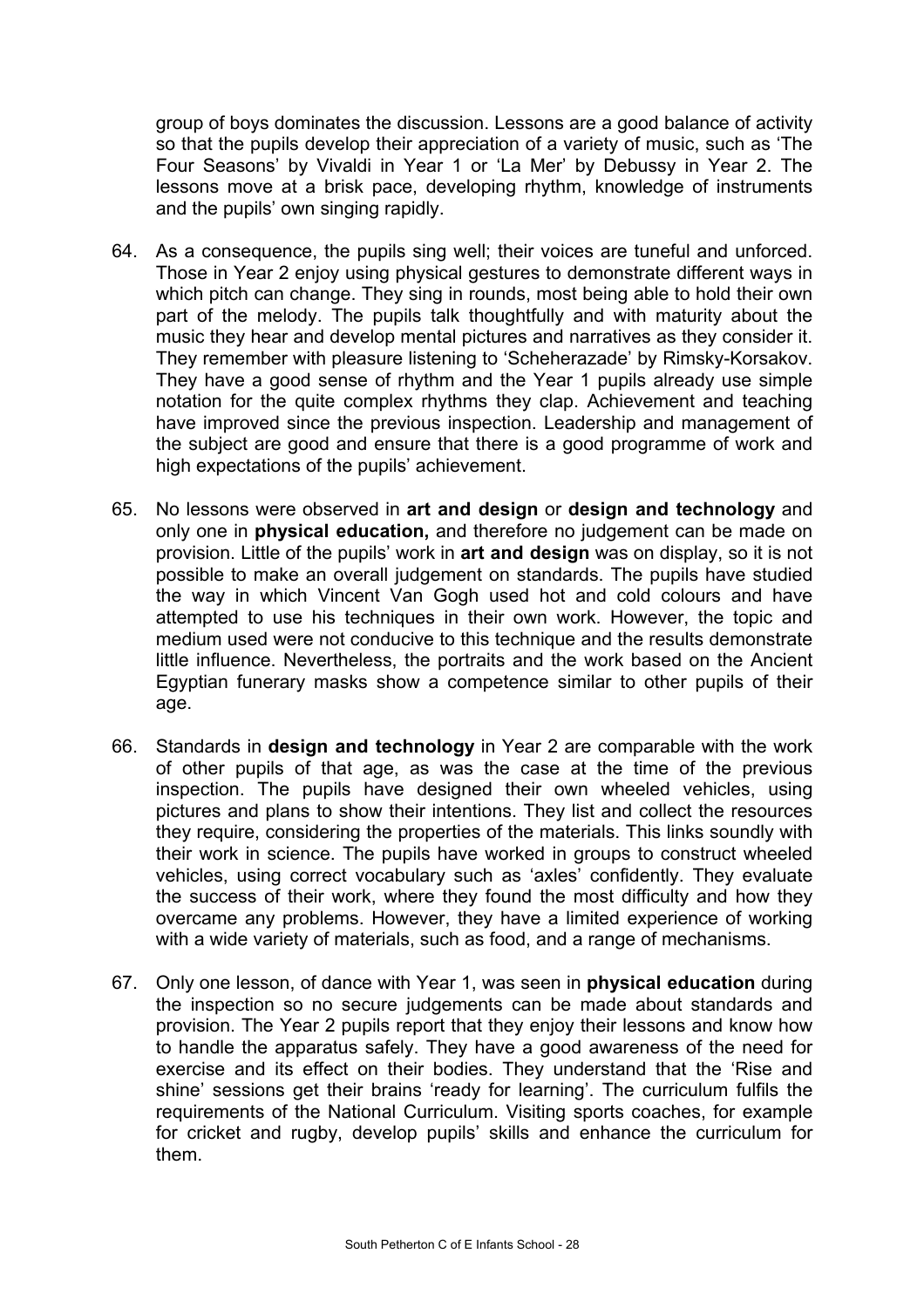group of boys dominates the discussion. Lessons are a good balance of activity so that the pupils develop their appreciation of a variety of music, such as 'The Four Seasons' by Vivaldi in Year 1 or 'La Mer' by Debussy in Year 2. The lessons move at a brisk pace, developing rhythm, knowledge of instruments and the pupils' own singing rapidly.

64. As a consequence, the pupils sing well; their voices are tuneful and unforced. Those in Year 2 enjoy using physical gestures to demonstrate different ways in which pitch can change. They sing in rounds, most being able to hold their own part of the melody. The pupils talk thoughtfully and with maturity about the music they hear and develop mental pictures and narratives as they consider it. They remember with pleasure listening to 'Scheherazade' by Rimsky-Korsakov. They have a good sense of rhythm and the Year 1 pupils already use simple notation for the quite complex rhythms they clap. Achievement and teaching have improved since the previous inspection. Leadership and management of the subject are good and ensure that there is a good programme of work and high expectations of the pupils' achievement.

65. No lessons were observed in **art and design** or **design and technology** and only one in **physical education,** and therefore no judgement can be made on provision. Little of the pupils' work in **art and design** was on display, so it is not possible to make an overall judgement on standards. The pupils have studied the way in which Vincent Van Gogh used hot and cold colours and have attempted to use his techniques in their own work. However, the topic and medium used were not conducive to this technique and the results demonstrate little influence. Nevertheless, the portraits and the work based on the Ancient Egyptian funerary masks show a competence similar to other pupils of their age.

66. Standards in **design and technology** in Year 2 are comparable with the work of other pupils of that age, as was the case at the time of the previous inspection. The pupils have designed their own wheeled vehicles, using pictures and plans to show their intentions. They list and collect the resources they require, considering the properties of the materials. This links soundly with their work in science. The pupils have worked in groups to construct wheeled vehicles, using correct vocabulary such as 'axles' confidently. They evaluate the success of their work, where they found the most difficulty and how they overcame any problems. However, they have a limited experience of working with a wide variety of materials, such as food, and a range of mechanisms.

67. Only one lesson, of dance with Year 1, was seen in **physical education** during the inspection so no secure judgements can be made about standards and provision. The Year 2 pupils report that they enjoy their lessons and know how to handle the apparatus safely. They have a good awareness of the need for exercise and its effect on their bodies. They understand that the 'Rise and shine' sessions get their brains 'ready for learning'. The curriculum fulfils the requirements of the National Curriculum. Visiting sports coaches, for example for cricket and rugby, develop pupils' skills and enhance the curriculum for them.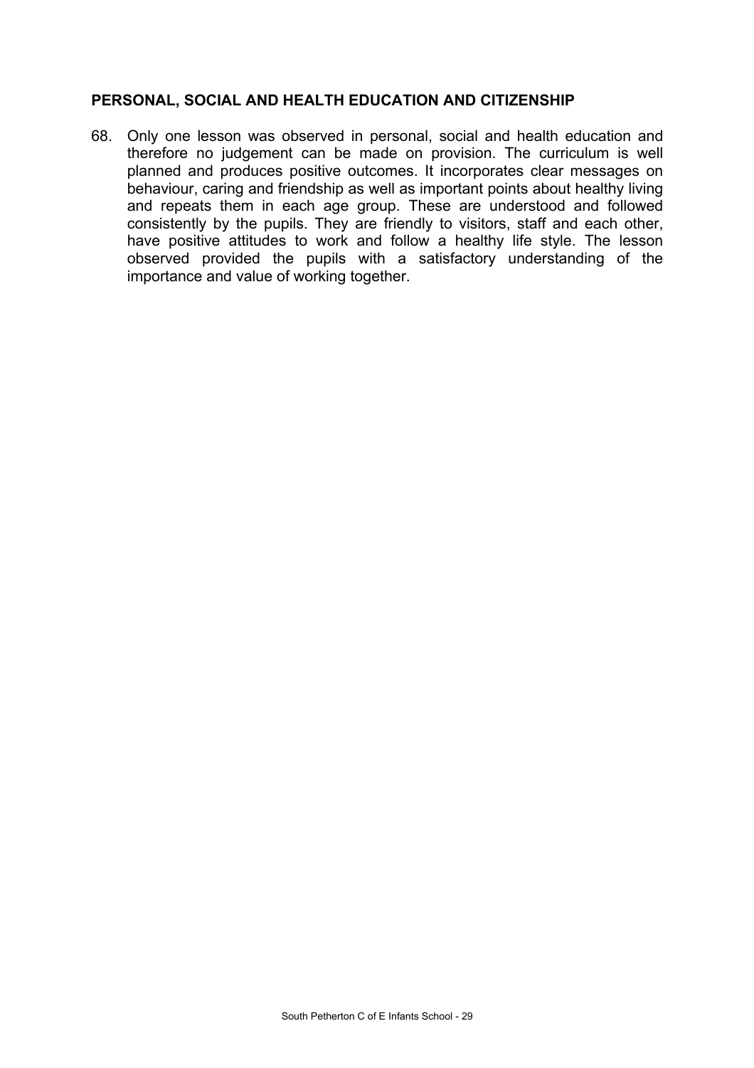## PERSONAL, SOCIAL AND HEALTH EDUCATION AND CITIZENSHIP

68. Only one lesson was observed in personal, social and health education and therefore no judgement can be made on provision. The curriculum is well planned and produces positive outcomes. It incorporates clear messages on behaviour, caring and friendship as well as important points about healthy living and repeats them in each age group. These are understood and followed consistently by the pupils. They are friendly to visitors, staff and each other, have positive attitudes to work and follow a healthy life style. The lesson observed provided the pupils with a satisfactory understanding of the importance and value of working together.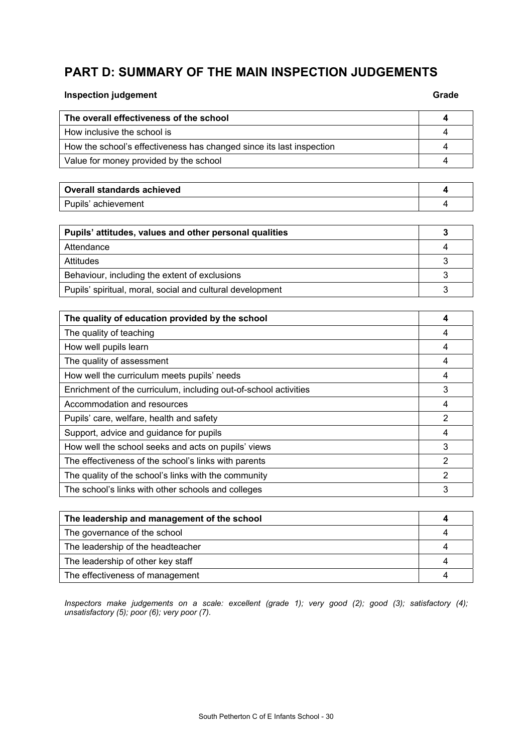# PART D: SUMMARY OF THE MAIN INSPECTION JUDGEMENTS

| Inspection judgement | Grade |
|---|---|
| **The overall effectiveness of the school** | **4** |
| How inclusive the school is | 4 |
| How the school's effectiveness has changed since its last inspection | 4 |
| Value for money provided by the school | 4 |

| | |
|---|---|
| **Overall standards achieved** | **4** |
| Pupils' achievement | 4 |

| | |
|---|---|
| **Pupils' attitudes, values and other personal qualities** | **3** |
| Attendance | 4 |
| Attitudes | 3 |
| Behaviour, including the extent of exclusions | 3 |
| Pupils' spiritual, moral, social and cultural development | 3 |

| | |
|---|---|
| **The quality of education provided by the school** | **4** |
| The quality of teaching | 4 |
| How well pupils learn | 4 |
| The quality of assessment | 4 |
| How well the curriculum meets pupils' needs | 4 |
| Enrichment of the curriculum, including out-of-school activities | 3 |
| Accommodation and resources | 4 |
| Pupils' care, welfare, health and safety | 2 |
| Support, advice and guidance for pupils | 4 |
| How well the school seeks and acts on pupils' views | 3 |
| The effectiveness of the school's links with parents | 2 |
| The quality of the school's links with the community | 2 |
| The school's links with other schools and colleges | 3 |

| | |
|---|---|
| **The leadership and management of the school** | **4** |
| The governance of the school | 4 |
| The leadership of the headteacher | 4 |
| The leadership of other key staff | 4 |
| The effectiveness of management | 4 |

*Inspectors make judgements on a scale: excellent (grade 1); very good (2); good (3); satisfactory (4); unsatisfactory (5); poor (6); very poor (7).*